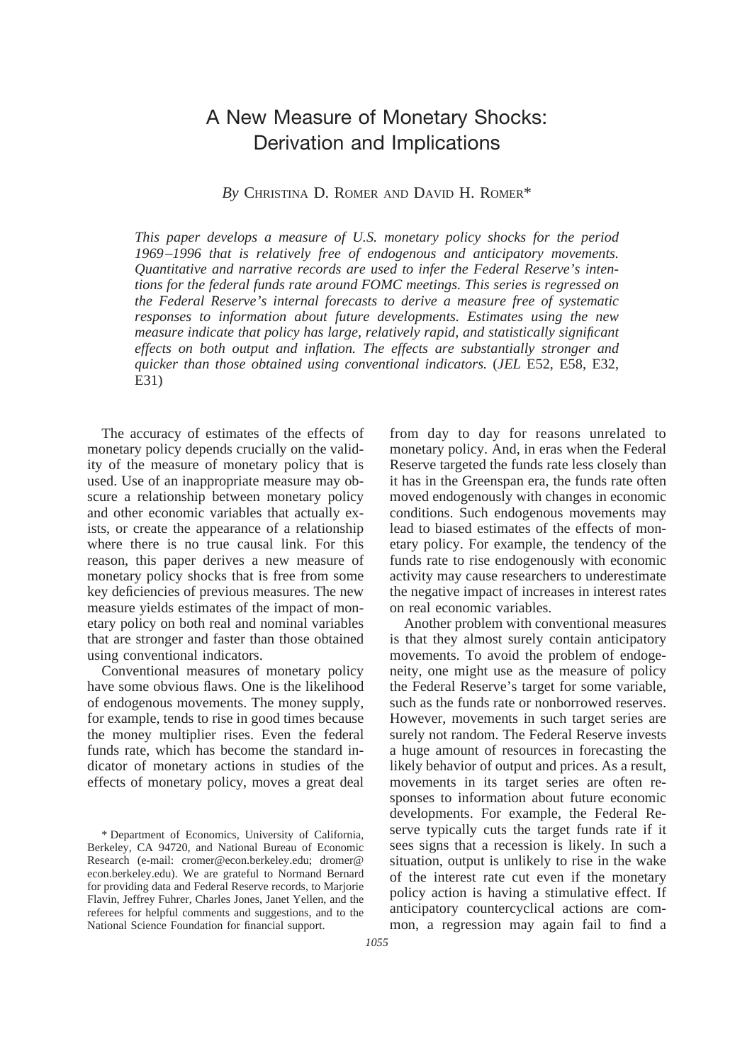# A New Measure of Monetary Shocks: Derivation and Implications

*By* CHRISTINA D. ROMER AND DAVID H. ROMER*

*This paper develops a measure of U.S. monetary policy shocks for the period 1969–1996 that is relatively free of endogenous and anticipatory movements. Quantitative and narrative records are used to infer the Federal Reserve's intentions for the federal funds rate around FOMC meetings. This series is regressed on the Federal Reserve's internal forecasts to derive a measure free of systematic responses to information about future developments. Estimates using the new measure indicate that policy has large, relatively rapid, and statistically significant effects on both output and inflation. The effects are substantially stronger and quicker than those obtained using conventional indicators.* (*JEL* E52, E58, E32, E31)

The accuracy of estimates of the effects of monetary policy depends crucially on the validity of the measure of monetary policy that is used. Use of an inappropriate measure may obscure a relationship between monetary policy and other economic variables that actually exists, or create the appearance of a relationship where there is no true causal link. For this reason, this paper derives a new measure of monetary policy shocks that is free from some key deficiencies of previous measures. The new measure yields estimates of the impact of monetary policy on both real and nominal variables that are stronger and faster than those obtained using conventional indicators.

Conventional measures of monetary policy have some obvious flaws. One is the likelihood of endogenous movements. The money supply, for example, tends to rise in good times because the money multiplier rises. Even the federal funds rate, which has become the standard indicator of monetary actions in studies of the effects of monetary policy, moves a great deal from day to day for reasons unrelated to monetary policy. And, in eras when the Federal Reserve targeted the funds rate less closely than it has in the Greenspan era, the funds rate often moved endogenously with changes in economic conditions. Such endogenous movements may lead to biased estimates of the effects of monetary policy. For example, the tendency of the funds rate to rise endogenously with economic activity may cause researchers to underestimate the negative impact of increases in interest rates on real economic variables.

Another problem with conventional measures is that they almost surely contain anticipatory movements. To avoid the problem of endogeneity, one might use as the measure of policy the Federal Reserve's target for some variable, such as the funds rate or nonborrowed reserves. However, movements in such target series are surely not random. The Federal Reserve invests a huge amount of resources in forecasting the likely behavior of output and prices. As a result, movements in its target series are often responses to information about future economic developments. For example, the Federal Reserve typically cuts the target funds rate if it sees signs that a recession is likely. In such a situation, output is unlikely to rise in the wake of the interest rate cut even if the monetary policy action is having a stimulative effect. If anticipatory countercyclical actions are common, a regression may again fail to find a

* Department of Economics, University of California, Berkeley, CA 94720, and National Bureau of Economic Research (e-mail: cromer@econ.berkeley.edu; dromer@econ.berkeley.edu). We are grateful to Normand Bernard for providing data and Federal Reserve records, to Marjorie Flavin, Jeffrey Fuhrer, Charles Jones, Janet Yellen, and the referees for helpful comments and suggestions, and to the National Science Foundation for financial support.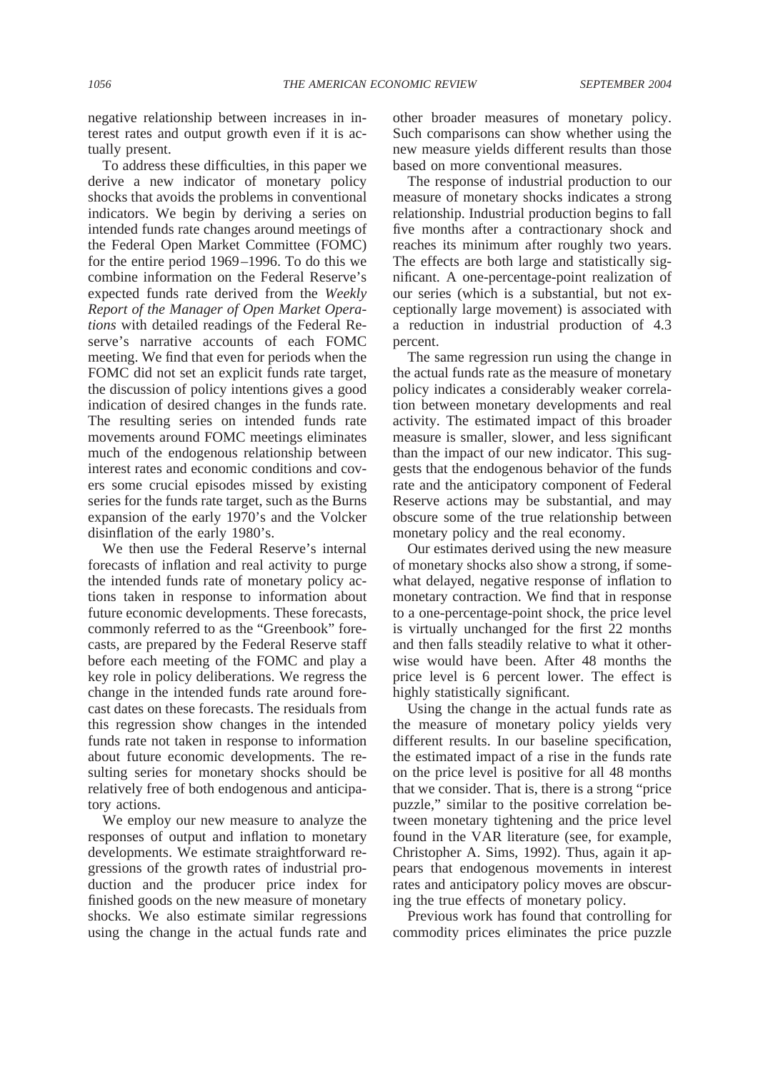negative relationship between increases in interest rates and output growth even if it is actually present.

To address these difficulties, in this paper we derive a new indicator of monetary policy shocks that avoids the problems in conventional indicators. We begin by deriving a series on intended funds rate changes around meetings of the Federal Open Market Committee (FOMC) for the entire period 1969–1996. To do this we combine information on the Federal Reserve's expected funds rate derived from the *Weekly Report of the Manager of Open Market Operations* with detailed readings of the Federal Reserve's narrative accounts of each FOMC meeting. We find that even for periods when the FOMC did not set an explicit funds rate target, the discussion of policy intentions gives a good indication of desired changes in the funds rate. The resulting series on intended funds rate movements around FOMC meetings eliminates much of the endogenous relationship between interest rates and economic conditions and covers some crucial episodes missed by existing series for the funds rate target, such as the Burns expansion of the early 1970's and the Volcker disinflation of the early 1980's.

We then use the Federal Reserve's internal forecasts of inflation and real activity to purge the intended funds rate of monetary policy actions taken in response to information about future economic developments. These forecasts, commonly referred to as the "Greenbook" forecasts, are prepared by the Federal Reserve staff before each meeting of the FOMC and play a key role in policy deliberations. We regress the change in the intended funds rate around forecast dates on these forecasts. The residuals from this regression show changes in the intended funds rate not taken in response to information about future economic developments. The resulting series for monetary shocks should be relatively free of both endogenous and anticipatory actions.

We employ our new measure to analyze the responses of output and inflation to monetary developments. We estimate straightforward regressions of the growth rates of industrial production and the producer price index for finished goods on the new measure of monetary shocks. We also estimate similar regressions using the change in the actual funds rate and other broader measures of monetary policy. Such comparisons can show whether using the new measure yields different results than those based on more conventional measures.

The response of industrial production to our measure of monetary shocks indicates a strong relationship. Industrial production begins to fall five months after a contractionary shock and reaches its minimum after roughly two years. The effects are both large and statistically significant. A one-percentage-point realization of our series (which is a substantial, but not exceptionally large movement) is associated with a reduction in industrial production of 4.3 percent.

The same regression run using the change in the actual funds rate as the measure of monetary policy indicates a considerably weaker correlation between monetary developments and real activity. The estimated impact of this broader measure is smaller, slower, and less significant than the impact of our new indicator. This suggests that the endogenous behavior of the funds rate and the anticipatory component of Federal Reserve actions may be substantial, and may obscure some of the true relationship between monetary policy and the real economy.

Our estimates derived using the new measure of monetary shocks also show a strong, if somewhat delayed, negative response of inflation to monetary contraction. We find that in response to a one-percentage-point shock, the price level is virtually unchanged for the first 22 months and then falls steadily relative to what it otherwise would have been. After 48 months the price level is 6 percent lower. The effect is highly statistically significant.

Using the change in the actual funds rate as the measure of monetary policy yields very different results. In our baseline specification, the estimated impact of a rise in the funds rate on the price level is positive for all 48 months that we consider. That is, there is a strong "price puzzle," similar to the positive correlation between monetary tightening and the price level found in the VAR literature (see, for example, Christopher A. Sims, 1992). Thus, again it appears that endogenous movements in interest rates and anticipatory policy moves are obscuring the true effects of monetary policy.

Previous work has found that controlling for commodity prices eliminates the price puzzle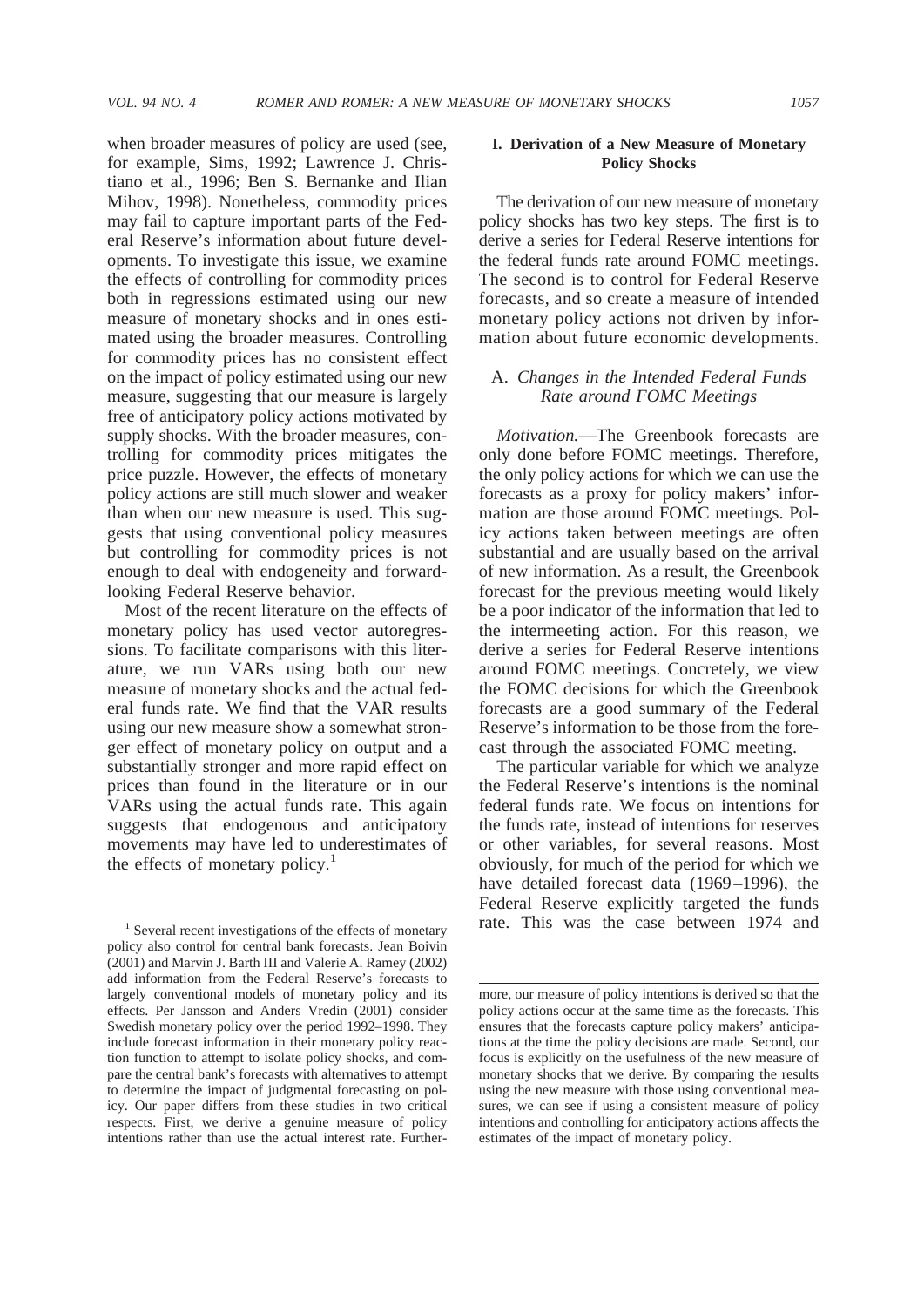when broader measures of policy are used (see, for example, Sims, 1992; Lawrence J. Christiano et al., 1996; Ben S. Bernanke and Ilian Mihov, 1998). Nonetheless, commodity prices may fail to capture important parts of the Federal Reserve's information about future developments. To investigate this issue, we examine the effects of controlling for commodity prices both in regressions estimated using our new measure of monetary shocks and in ones estimated using the broader measures. Controlling for commodity prices has no consistent effect on the impact of policy estimated using our new measure, suggesting that our measure is largely free of anticipatory policy actions motivated by supply shocks. With the broader measures, controlling for commodity prices mitigates the price puzzle. However, the effects of monetary policy actions are still much slower and weaker than when our new measure is used. This suggests that using conventional policy measures but controlling for commodity prices is not enough to deal with endogeneity and forward-looking Federal Reserve behavior.

Most of the recent literature on the effects of monetary policy has used vector autoregressions. To facilitate comparisons with this literature, we run VARs using both our new measure of monetary shocks and the actual federal funds rate. We find that the VAR results using our new measure show a somewhat stronger effect of monetary policy on output and a substantially stronger and more rapid effect on prices than found in the literature or in our VARs using the actual funds rate. This again suggests that endogenous and anticipatory movements may have led to underestimates of the effects of monetary policy.[1]

## I. Derivation of a New Measure of Monetary Policy Shocks

The derivation of our new measure of monetary policy shocks has two key steps. The first is to derive a series for Federal Reserve intentions for the federal funds rate around FOMC meetings. The second is to control for Federal Reserve forecasts, and so create a measure of intended monetary policy actions not driven by information about future economic developments.

### A. *Changes in the Intended Federal Funds Rate around FOMC Meetings*

*Motivation.*—The Greenbook forecasts are only done before FOMC meetings. Therefore, the only policy actions for which we can use the forecasts as a proxy for policy makers' information are those around FOMC meetings. Policy actions taken between meetings are often substantial and are usually based on the arrival of new information. As a result, the Greenbook forecast for the previous meeting would likely be a poor indicator of the information that led to the intermeeting action. For this reason, we derive a series for Federal Reserve intentions around FOMC meetings. Concretely, we view the FOMC decisions for which the Greenbook forecasts are a good summary of the Federal Reserve's information to be those from the forecast through the associated FOMC meeting.

The particular variable for which we analyze the Federal Reserve's intentions is the nominal federal funds rate. We focus on intentions for the funds rate, instead of intentions for reserves or other variables, for several reasons. Most obviously, for much of the period for which we have detailed forecast data (1969–1996), the Federal Reserve explicitly targeted the funds rate. This was the case between 1974 and

[1] Several recent investigations of the effects of monetary policy also control for central bank forecasts. Jean Boivin (2001) and Marvin J. Barth III and Valerie A. Ramey (2002) add information from the Federal Reserve's forecasts to largely conventional models of monetary policy and its effects. Per Jansson and Anders Vredin (2001) consider Swedish monetary policy over the period 1992–1998. They include forecast information in their monetary policy reaction function to attempt to isolate policy shocks, and compare the central bank's forecasts with alternatives to attempt to determine the impact of judgmental forecasting on policy. Our paper differs from these studies in two critical respects. First, we derive a genuine measure of policy intentions rather than use the actual interest rate. Furthermore, our measure of policy intentions is derived so that the policy actions occur at the same time as the forecasts. This ensures that the forecasts capture policy makers' anticipations at the time the policy decisions are made. Second, our focus is explicitly on the usefulness of the new measure of monetary shocks that we derive. By comparing the results using the new measure with those using conventional measures, we can see if using a consistent measure of policy intentions and controlling for anticipatory actions affects the estimates of the impact of monetary policy.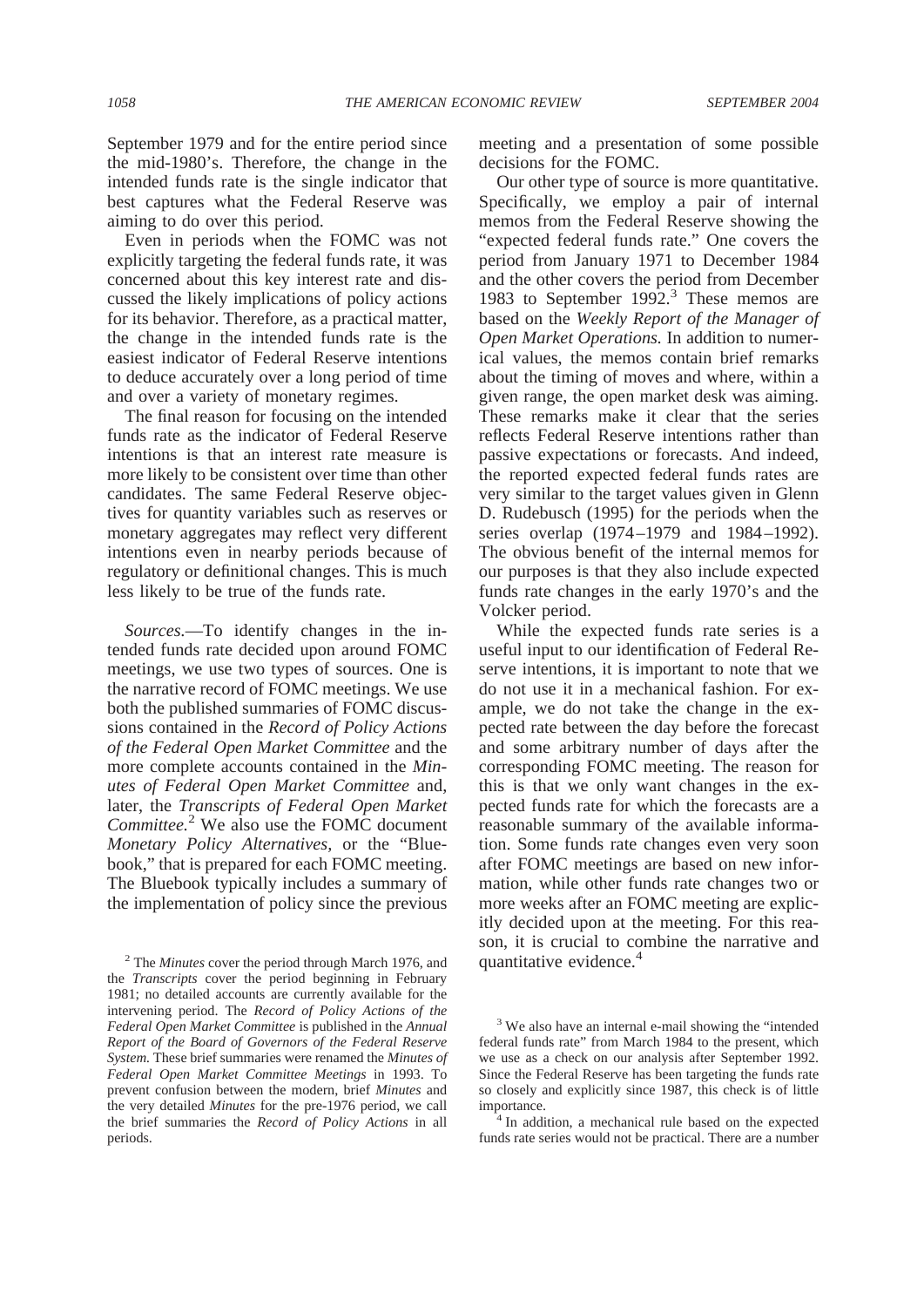September 1979 and for the entire period since the mid-1980's. Therefore, the change in the intended funds rate is the single indicator that best captures what the Federal Reserve was aiming to do over this period.

Even in periods when the FOMC was not explicitly targeting the federal funds rate, it was concerned about this key interest rate and discussed the likely implications of policy actions for its behavior. Therefore, as a practical matter, the change in the intended funds rate is the easiest indicator of Federal Reserve intentions to deduce accurately over a long period of time and over a variety of monetary regimes.

The final reason for focusing on the intended funds rate as the indicator of Federal Reserve intentions is that an interest rate measure is more likely to be consistent over time than other candidates. The same Federal Reserve objectives for quantity variables such as reserves or monetary aggregates may reflect very different intentions even in nearby periods because of regulatory or definitional changes. This is much less likely to be true of the funds rate.

*Sources.*—To identify changes in the intended funds rate decided upon around FOMC meetings, we use two types of sources. One is the narrative record of FOMC meetings. We use both the published summaries of FOMC discussions contained in the *Record of Policy Actions of the Federal Open Market Committee* and the more complete accounts contained in the *Minutes of Federal Open Market Committee* and, later, the *Transcripts of Federal Open Market Committee.*[2] We also use the FOMC document *Monetary Policy Alternatives*, or the "Bluebook," that is prepared for each FOMC meeting. The Bluebook typically includes a summary of the implementation of policy since the previous meeting and a presentation of some possible decisions for the FOMC.

Our other type of source is more quantitative. Specifically, we employ a pair of internal memos from the Federal Reserve showing the "expected federal funds rate." One covers the period from January 1971 to December 1984 and the other covers the period from December 1983 to September 1992.[3] These memos are based on the *Weekly Report of the Manager of Open Market Operations.* In addition to numerical values, the memos contain brief remarks about the timing of moves and where, within a given range, the open market desk was aiming. These remarks make it clear that the series reflects Federal Reserve intentions rather than passive expectations or forecasts. And indeed, the reported expected federal funds rates are very similar to the target values given in Glenn D. Rudebusch (1995) for the periods when the series overlap (1974–1979 and 1984–1992). The obvious benefit of the internal memos for our purposes is that they also include expected funds rate changes in the early 1970's and the Volcker period.

While the expected funds rate series is a useful input to our identification of Federal Reserve intentions, it is important to note that we do not use it in a mechanical fashion. For example, we do not take the change in the expected rate between the day before the forecast and some arbitrary number of days after the corresponding FOMC meeting. The reason for this is that we only want changes in the expected funds rate for which the forecasts are a reasonable summary of the available information. Some funds rate changes even very soon after FOMC meetings are based on new information, while other funds rate changes two or more weeks after an FOMC meeting are explicitly decided upon at the meeting. For this reason, it is crucial to combine the narrative and quantitative evidence.[4]

[2] The *Minutes* cover the period through March 1976, and the *Transcripts* cover the period beginning in February 1981; no detailed accounts are currently available for the intervening period. The *Record of Policy Actions of the Federal Open Market Committee* is published in the *Annual Report of the Board of Governors of the Federal Reserve System.* These brief summaries were renamed the *Minutes of Federal Open Market Committee Meetings* in 1993. To prevent confusion between the modern, brief *Minutes* and the very detailed *Minutes* for the pre-1976 period, we call the brief summaries the *Record of Policy Actions* in all periods.

[3] We also have an internal e-mail showing the "intended federal funds rate" from March 1984 to the present, which we use as a check on our analysis after September 1992. Since the Federal Reserve has been targeting the funds rate so closely and explicitly since 1987, this check is of little importance.

[4] In addition, a mechanical rule based on the expected funds rate series would not be practical. There are a number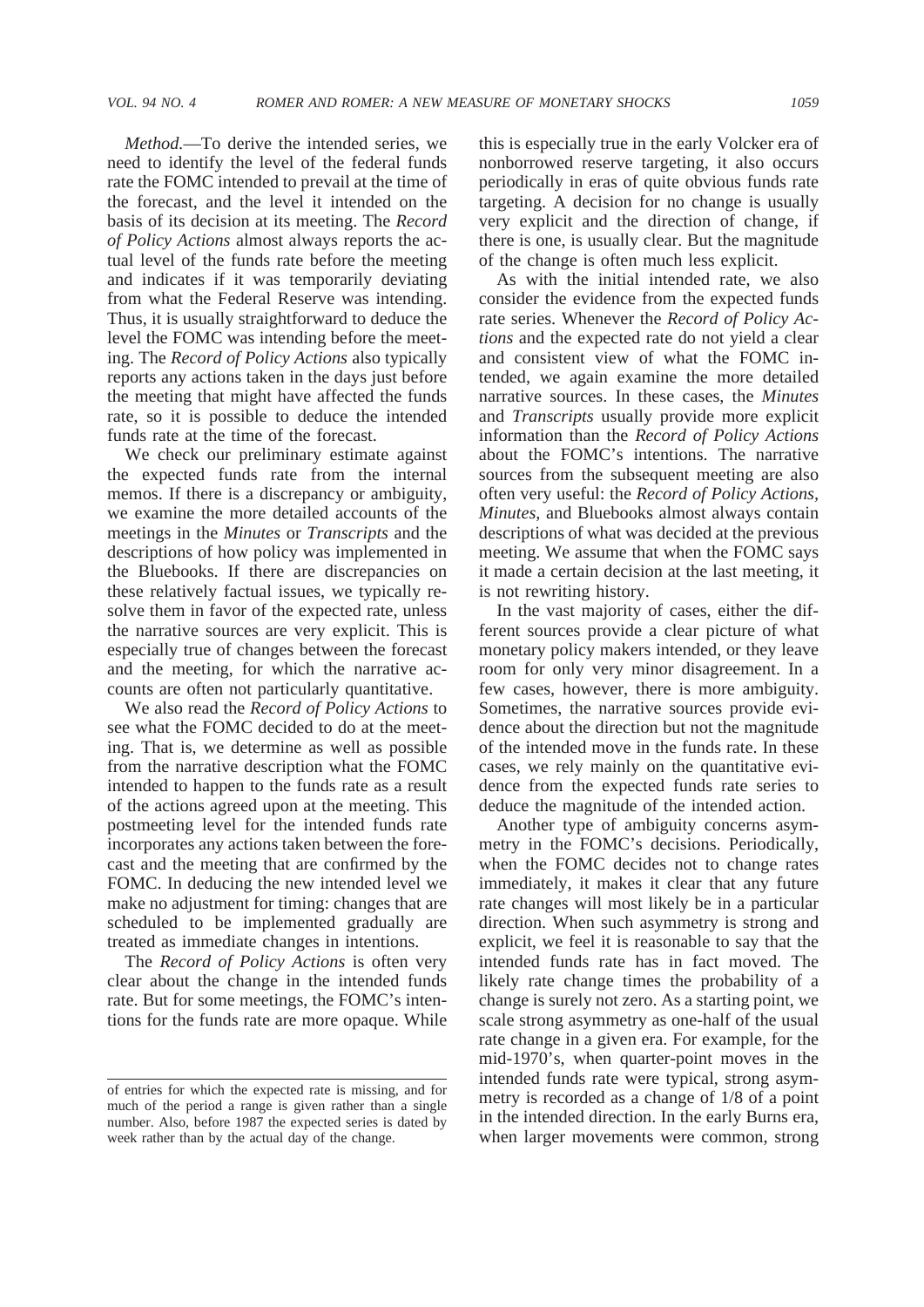*Method.*—To derive the intended series, we need to identify the level of the federal funds rate the FOMC intended to prevail at the time of the forecast, and the level it intended on the basis of its decision at its meeting. The *Record of Policy Actions* almost always reports the actual level of the funds rate before the meeting and indicates if it was temporarily deviating from what the Federal Reserve was intending. Thus, it is usually straightforward to deduce the level the FOMC was intending before the meeting. The *Record of Policy Actions* also typically reports any actions taken in the days just before the meeting that might have affected the funds rate, so it is possible to deduce the intended funds rate at the time of the forecast.

We check our preliminary estimate against the expected funds rate from the internal memos. If there is a discrepancy or ambiguity, we examine the more detailed accounts of the meetings in the *Minutes* or *Transcripts* and the descriptions of how policy was implemented in the Bluebooks. If there are discrepancies on these relatively factual issues, we typically resolve them in favor of the expected rate, unless the narrative sources are very explicit. This is especially true of changes between the forecast and the meeting, for which the narrative accounts are often not particularly quantitative.

We also read the *Record of Policy Actions* to see what the FOMC decided to do at the meeting. That is, we determine as well as possible from the narrative description what the FOMC intended to happen to the funds rate as a result of the actions agreed upon at the meeting. This postmeeting level for the intended funds rate incorporates any actions taken between the forecast and the meeting that are confirmed by the FOMC. In deducing the new intended level we make no adjustment for timing: changes that are scheduled to be implemented gradually are treated as immediate changes in intentions.

The *Record of Policy Actions* is often very clear about the change in the intended funds rate. But for some meetings, the FOMC's intentions for the funds rate are more opaque. While this is especially true in the early Volcker era of nonborrowed reserve targeting, it also occurs periodically in eras of quite obvious funds rate targeting. A decision for no change is usually very explicit and the direction of change, if there is one, is usually clear. But the magnitude of the change is often much less explicit.

As with the initial intended rate, we also consider the evidence from the expected funds rate series. Whenever the *Record of Policy Actions* and the expected rate do not yield a clear and consistent view of what the FOMC intended, we again examine the more detailed narrative sources. In these cases, the *Minutes* and *Transcripts* usually provide more explicit information than the *Record of Policy Actions* about the FOMC's intentions. The narrative sources from the subsequent meeting are also often very useful: the *Record of Policy Actions*, *Minutes*, and Bluebooks almost always contain descriptions of what was decided at the previous meeting. We assume that when the FOMC says it made a certain decision at the last meeting, it is not rewriting history.

In the vast majority of cases, either the different sources provide a clear picture of what monetary policy makers intended, or they leave room for only very minor disagreement. In a few cases, however, there is more ambiguity. Sometimes, the narrative sources provide evidence about the direction but not the magnitude of the intended move in the funds rate. In these cases, we rely mainly on the quantitative evidence from the expected funds rate series to deduce the magnitude of the intended action.

Another type of ambiguity concerns asymmetry in the FOMC's decisions. Periodically, when the FOMC decides not to change rates immediately, it makes it clear that any future rate changes will most likely be in a particular direction. When such asymmetry is strong and explicit, we feel it is reasonable to say that the intended funds rate has in fact moved. The likely rate change times the probability of a change is surely not zero. As a starting point, we scale strong asymmetry as one-half of the usual rate change in a given era. For example, for the mid-1970's, when quarter-point moves in the intended funds rate were typical, strong asymmetry is recorded as a change of 1/8 of a point in the intended direction. In the early Burns era, when larger movements were common, strong

---

of entries for which the expected rate is missing, and for much of the period a range is given rather than a single number. Also, before 1987 the expected series is dated by week rather than by the actual day of the change.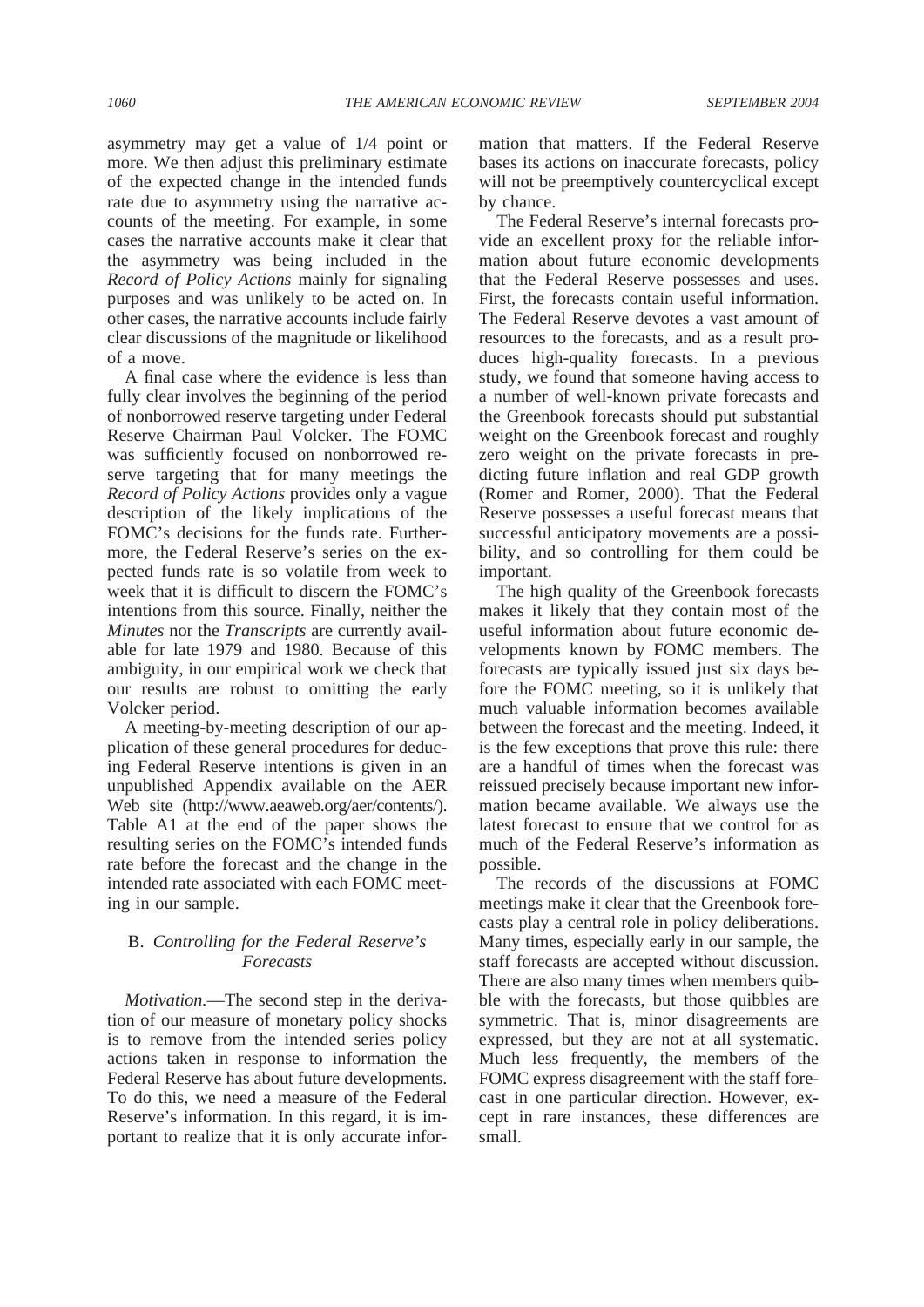asymmetry may get a value of 1/4 point or more. We then adjust this preliminary estimate of the expected change in the intended funds rate due to asymmetry using the narrative accounts of the meeting. For example, in some cases the narrative accounts make it clear that the asymmetry was being included in the *Record of Policy Actions* mainly for signaling purposes and was unlikely to be acted on. In other cases, the narrative accounts include fairly clear discussions of the magnitude or likelihood of a move.

A final case where the evidence is less than fully clear involves the beginning of the period of nonborrowed reserve targeting under Federal Reserve Chairman Paul Volcker. The FOMC was sufficiently focused on nonborrowed reserve targeting that for many meetings the *Record of Policy Actions* provides only a vague description of the likely implications of the FOMC's decisions for the funds rate. Furthermore, the Federal Reserve's series on the expected funds rate is so volatile from week to week that it is difficult to discern the FOMC's intentions from this source. Finally, neither the *Minutes* nor the *Transcripts* are currently available for late 1979 and 1980. Because of this ambiguity, in our empirical work we check that our results are robust to omitting the early Volcker period.

A meeting-by-meeting description of our application of these general procedures for deducing Federal Reserve intentions is given in an unpublished Appendix available on the AER Web site (http://www.aeaweb.org/aer/contents/). Table A1 at the end of the paper shows the resulting series on the FOMC's intended funds rate before the forecast and the change in the intended rate associated with each FOMC meeting in our sample.

### B. *Controlling for the Federal Reserve's Forecasts*

*Motivation.*—The second step in the derivation of our measure of monetary policy shocks is to remove from the intended series policy actions taken in response to information the Federal Reserve has about future developments. To do this, we need a measure of the Federal Reserve's information. In this regard, it is important to realize that it is only accurate information that matters. If the Federal Reserve bases its actions on inaccurate forecasts, policy will not be preemptively countercyclical except by chance.

The Federal Reserve's internal forecasts provide an excellent proxy for the reliable information about future economic developments that the Federal Reserve possesses and uses. First, the forecasts contain useful information. The Federal Reserve devotes a vast amount of resources to the forecasts, and as a result produces high-quality forecasts. In a previous study, we found that someone having access to a number of well-known private forecasts and the Greenbook forecasts should put substantial weight on the Greenbook forecast and roughly zero weight on the private forecasts in predicting future inflation and real GDP growth (Romer and Romer, 2000). That the Federal Reserve possesses a useful forecast means that successful anticipatory movements are a possibility, and so controlling for them could be important.

The high quality of the Greenbook forecasts makes it likely that they contain most of the useful information about future economic developments known by FOMC members. The forecasts are typically issued just six days before the FOMC meeting, so it is unlikely that much valuable information becomes available between the forecast and the meeting. Indeed, it is the few exceptions that prove this rule: there are a handful of times when the forecast was reissued precisely because important new information became available. We always use the latest forecast to ensure that we control for as much of the Federal Reserve's information as possible.

The records of the discussions at FOMC meetings make it clear that the Greenbook forecasts play a central role in policy deliberations. Many times, especially early in our sample, the staff forecasts are accepted without discussion. There are also many times when members quibble with the forecasts, but those quibbles are symmetric. That is, minor disagreements are expressed, but they are not at all systematic. Much less frequently, the members of the FOMC express disagreement with the staff forecast in one particular direction. However, except in rare instances, these differences are small.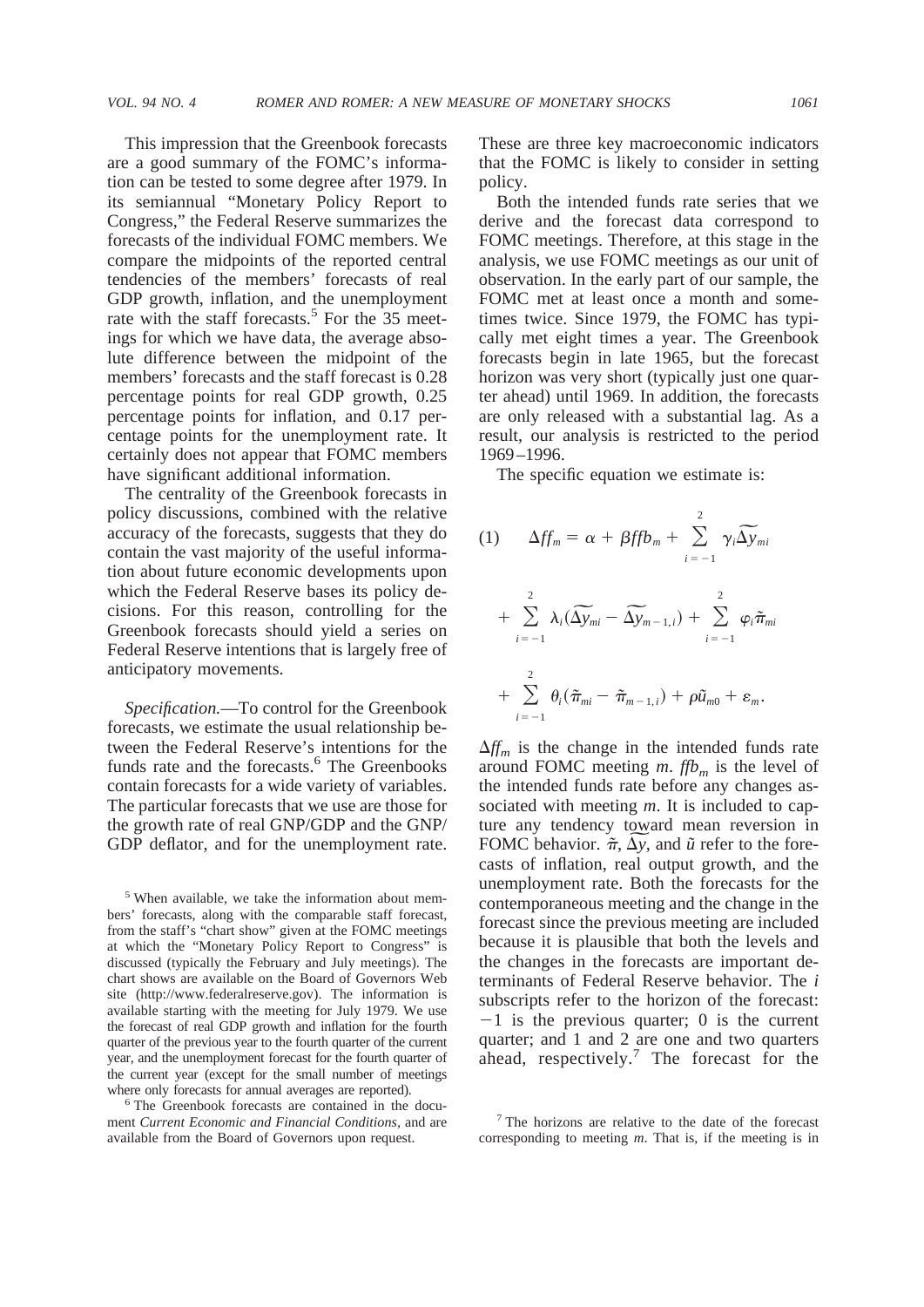This impression that the Greenbook forecasts are a good summary of the FOMC's information can be tested to some degree after 1979. In its semiannual "Monetary Policy Report to Congress," the Federal Reserve summarizes the forecasts of the individual FOMC members. We compare the midpoints of the reported central tendencies of the members' forecasts of real GDP growth, inflation, and the unemployment rate with the staff forecasts.[5] For the 35 meetings for which we have data, the average absolute difference between the midpoint of the members' forecasts and the staff forecast is 0.28 percentage points for real GDP growth, 0.25 percentage points for inflation, and 0.17 percentage points for the unemployment rate. It certainly does not appear that FOMC members have significant additional information.

The centrality of the Greenbook forecasts in policy discussions, combined with the relative accuracy of the forecasts, suggests that they do contain the vast majority of the useful information about future economic developments upon which the Federal Reserve bases its policy decisions. For this reason, controlling for the Greenbook forecasts should yield a series on Federal Reserve intentions that is largely free of anticipatory movements.

*Specification.*—To control for the Greenbook forecasts, we estimate the usual relationship between the Federal Reserve's intentions for the funds rate and the forecasts.[6] The Greenbooks contain forecasts for a wide variety of variables. The particular forecasts that we use are those for the growth rate of real GNP/GDP and the GNP/GDP deflator, and for the unemployment rate. These are three key macroeconomic indicators that the FOMC is likely to consider in setting policy.

Both the intended funds rate series that we derive and the forecast data correspond to FOMC meetings. Therefore, at this stage in the analysis, we use FOMC meetings as our unit of observation. In the early part of our sample, the FOMC met at least once a month and sometimes twice. Since 1979, the FOMC has typically met eight times a year. The Greenbook forecasts begin in late 1965, but the forecast horizon was very short (typically just one quarter ahead) until 1969. In addition, the forecasts are only released with a substantial lag. As a result, our analysis is restricted to the period 1969–1996.

The specific equation we estimate is:

$$(1) \qquad \Delta ff_m = \alpha + \beta ffb_m + \sum_{i=-1}^{2} \gamma_i \widetilde{\Delta y}_{mi} + \sum_{i=-1}^{2} \lambda_i (\widetilde{\Delta y}_{mi} - \widetilde{\Delta y}_{m-1,i}) + \sum_{i=-1}^{2} \varphi_i \tilde{\pi}_{mi} + \sum_{i=-1}^{2} \theta_i (\tilde{\pi}_{mi} - \tilde{\pi}_{m-1,i}) + \rho \tilde{u}_{m0} + \varepsilon_m.$$

$\Delta ff_m$ is the change in the intended funds rate around FOMC meeting $m$. $ffb_m$ is the level of the intended funds rate before any changes associated with meeting $m$. It is included to capture any tendency toward mean reversion in FOMC behavior. $\tilde{\pi}$, $\widetilde{\Delta y}$, and $\tilde{u}$ refer to the forecasts of inflation, real output growth, and the unemployment rate. Both the forecasts for the contemporaneous meeting and the change in the forecast since the previous meeting are included because it is plausible that both the levels and the changes in the forecasts are important determinants of Federal Reserve behavior. The $i$ subscripts refer to the horizon of the forecast: $-1$ is the previous quarter; 0 is the current quarter; and 1 and 2 are one and two quarters ahead, respectively.[7] The forecast for the

[5] When available, we take the information about members' forecasts, along with the comparable staff forecast, from the staff's "chart show" given at the FOMC meetings at which the "Monetary Policy Report to Congress" is discussed (typically the February and July meetings). The chart shows are available on the Board of Governors Web site (http://www.federalreserve.gov). The information is available starting with the meeting for July 1979. We use the forecast of real GDP growth and inflation for the fourth quarter of the previous year to the fourth quarter of the current year, and the unemployment forecast for the fourth quarter of the current year (except for the small number of meetings where only forecasts for annual averages are reported).

[6] The Greenbook forecasts are contained in the document *Current Economic and Financial Conditions*, and are available from the Board of Governors upon request.

[7] The horizons are relative to the date of the forecast corresponding to meeting $m$. That is, if the meeting is in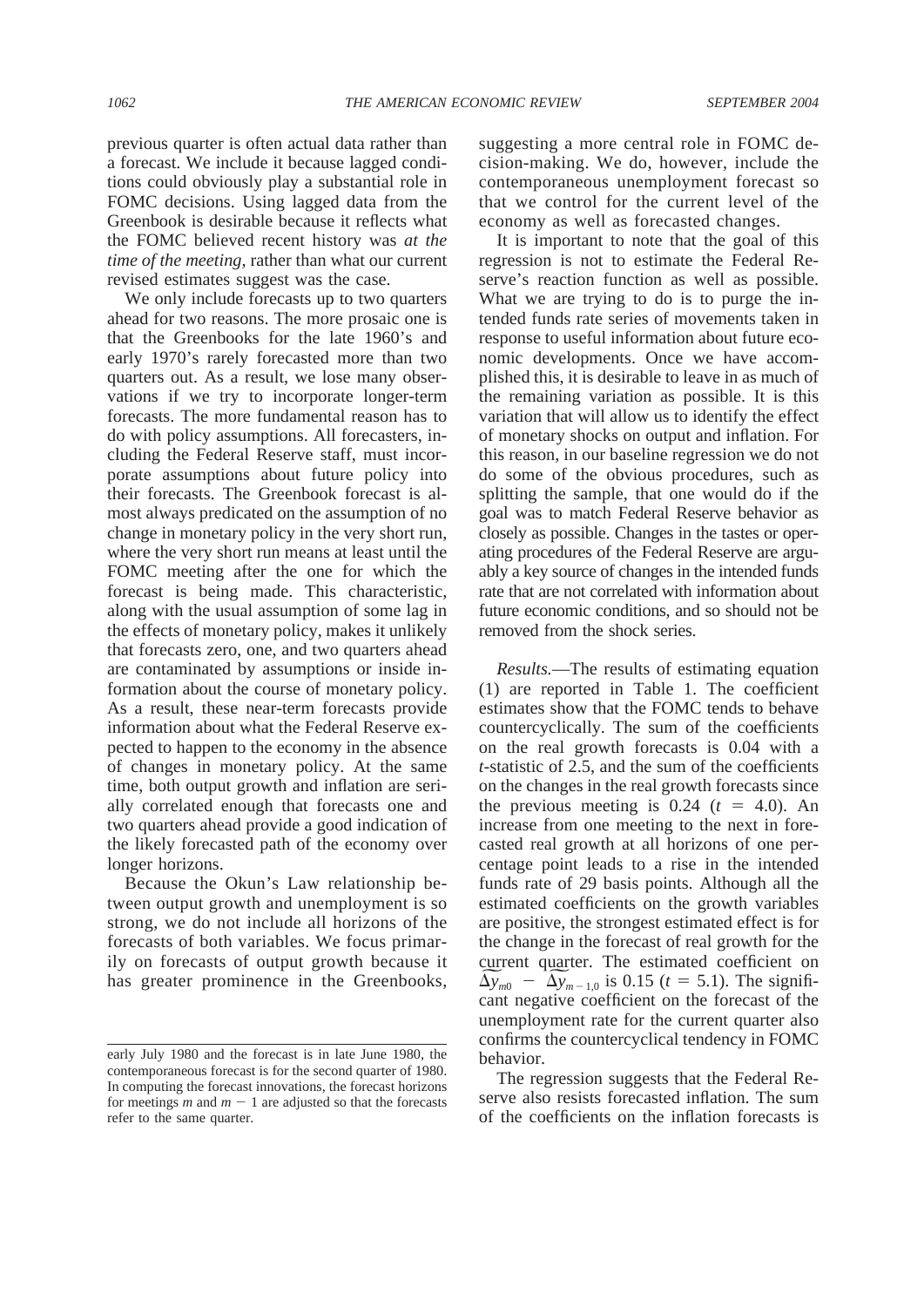previous quarter is often actual data rather than a forecast. We include it because lagged conditions could obviously play a substantial role in FOMC decisions. Using lagged data from the Greenbook is desirable because it reflects what the FOMC believed recent history was *at the time of the meeting*, rather than what our current revised estimates suggest was the case.

We only include forecasts up to two quarters ahead for two reasons. The more prosaic one is that the Greenbooks for the late 1960's and early 1970's rarely forecasted more than two quarters out. As a result, we lose many observations if we try to incorporate longer-term forecasts. The more fundamental reason has to do with policy assumptions. All forecasters, including the Federal Reserve staff, must incorporate assumptions about future policy into their forecasts. The Greenbook forecast is almost always predicated on the assumption of no change in monetary policy in the very short run, where the very short run means at least until the FOMC meeting after the one for which the forecast is being made. This characteristic, along with the usual assumption of some lag in the effects of monetary policy, makes it unlikely that forecasts zero, one, and two quarters ahead are contaminated by assumptions or inside information about the course of monetary policy. As a result, these near-term forecasts provide information about what the Federal Reserve expected to happen to the economy in the absence of changes in monetary policy. At the same time, both output growth and inflation are serially correlated enough that forecasts one and two quarters ahead provide a good indication of the likely forecasted path of the economy over longer horizons.

Because the Okun's Law relationship between output growth and unemployment is so strong, we do not include all horizons of the forecasts of both variables. We focus primarily on forecasts of output growth because it has greater prominence in the Greenbooks, suggesting a more central role in FOMC decision-making. We do, however, include the contemporaneous unemployment forecast so that we control for the current level of the economy as well as forecasted changes.

It is important to note that the goal of this regression is not to estimate the Federal Reserve's reaction function as well as possible. What we are trying to do is to purge the intended funds rate series of movements taken in response to useful information about future economic developments. Once we have accomplished this, it is desirable to leave in as much of the remaining variation as possible. It is this variation that will allow us to identify the effect of monetary shocks on output and inflation. For this reason, in our baseline regression we do not do some of the obvious procedures, such as splitting the sample, that one would do if the goal was to match Federal Reserve behavior as closely as possible. Changes in the tastes or operating procedures of the Federal Reserve are arguably a key source of changes in the intended funds rate that are not correlated with information about future economic conditions, and so should not be removed from the shock series.

*Results.*—The results of estimating equation (1) are reported in Table 1. The coefficient estimates show that the FOMC tends to behave countercyclically. The sum of the coefficients on the real growth forecasts is 0.04 with a *t*-statistic of 2.5, and the sum of the coefficients on the changes in the real growth forecasts since the previous meeting is 0.24 ($t = 4.0$). An increase from one meeting to the next in forecasted real growth at all horizons of one percentage point leads to a rise in the intended funds rate of 29 basis points. Although all the estimated coefficients on the growth variables are positive, the strongest estimated effect is for the change in the forecast of real growth for the current quarter. The estimated coefficient on $\widetilde{\Delta y}_{m0} - \widetilde{\Delta y}_{m-1,0}$ is 0.15 ($t = 5.1$). The significant negative coefficient on the forecast of the unemployment rate for the current quarter also confirms the countercyclical tendency in FOMC behavior.

The regression suggests that the Federal Reserve also resists forecasted inflation. The sum of the coefficients on the inflation forecasts is

early July 1980 and the forecast is in late June 1980, the contemporaneous forecast is for the second quarter of 1980. In computing the forecast innovations, the forecast horizons for meetings $m$ and $m - 1$ are adjusted so that the forecasts refer to the same quarter.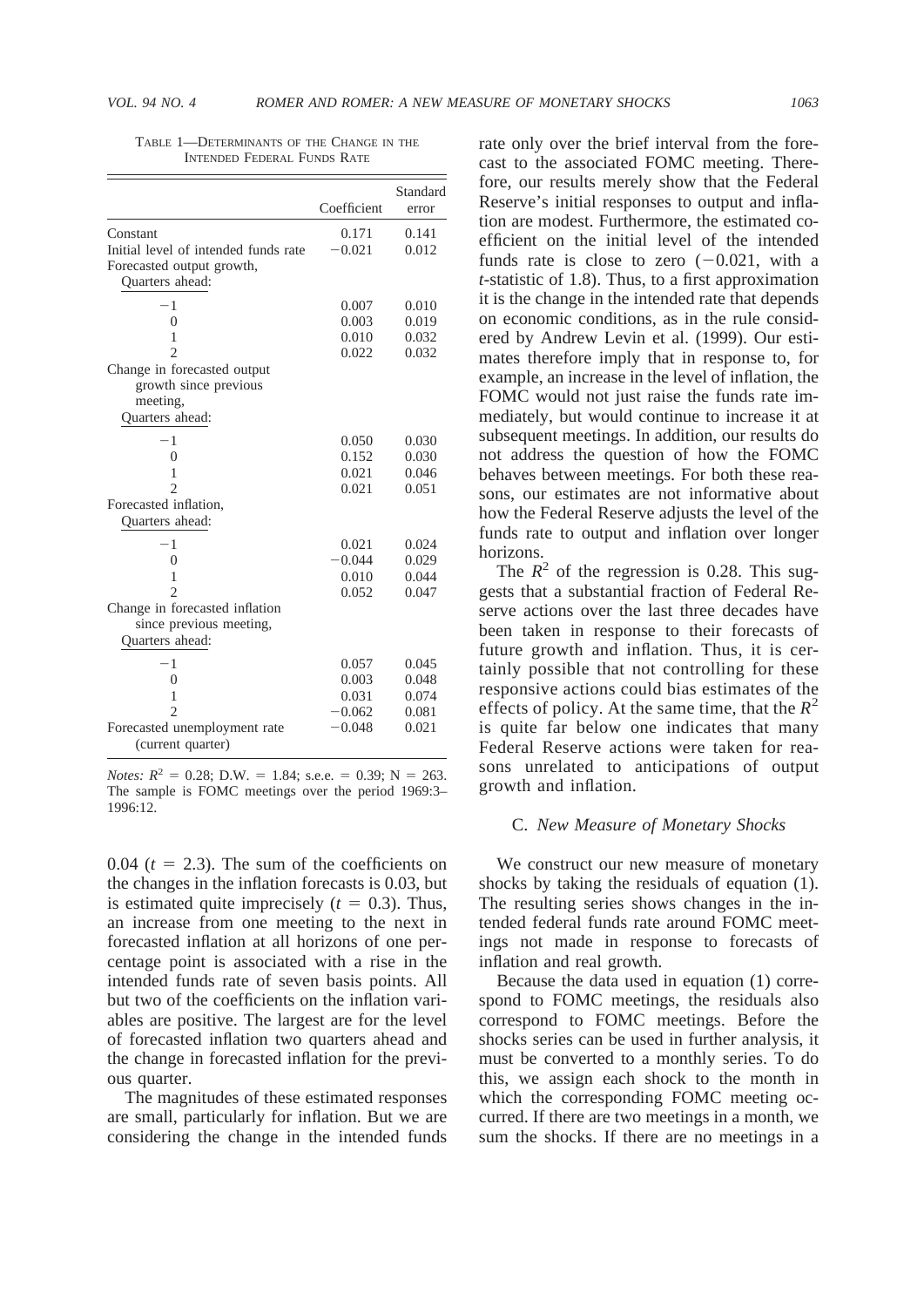TABLE 1—DETERMINANTS OF THE CHANGE IN THE INTENDED FEDERAL FUNDS RATE

| | Coefficient | Standard error |
|---|---|---|
| Constant | 0.171 | 0.141 |
| Initial level of intended funds rate | −0.021 | 0.012 |
| Forecasted output growth, Quarters ahead: | | |
| −1 | 0.007 | 0.010 |
| 0 | 0.003 | 0.019 |
| 1 | 0.010 | 0.032 |
| 2 | 0.022 | 0.032 |
| Change in forecasted output growth since previous meeting, Quarters ahead: | | |
| −1 | 0.050 | 0.030 |
| 0 | 0.152 | 0.030 |
| 1 | 0.021 | 0.046 |
| 2 | 0.021 | 0.051 |
| Forecasted inflation, Quarters ahead: | | |
| −1 | 0.021 | 0.024 |
| 0 | −0.044 | 0.029 |
| 1 | 0.010 | 0.044 |
| 2 | 0.052 | 0.047 |
| Change in forecasted inflation since previous meeting, Quarters ahead: | | |
| −1 | 0.057 | 0.045 |
| 0 | 0.003 | 0.048 |
| 1 | 0.031 | 0.074 |
| 2 | −0.062 | 0.081 |
| Forecasted unemployment rate (current quarter) | −0.048 | 0.021 |

*Notes:* $R^2 = 0.28$; D.W. = 1.84; s.e.e. = 0.39; N = 263. The sample is FOMC meetings over the period 1969:3–1996:12.

0.04 ($t = 2.3$). The sum of the coefficients on the changes in the inflation forecasts is 0.03, but is estimated quite imprecisely ($t = 0.3$). Thus, an increase from one meeting to the next in forecasted inflation at all horizons of one percentage point is associated with a rise in the intended funds rate of seven basis points. All but two of the coefficients on the inflation variables are positive. The largest are for the level of forecasted inflation two quarters ahead and the change in forecasted inflation for the previous quarter.

The magnitudes of these estimated responses are small, particularly for inflation. But we are considering the change in the intended funds rate only over the brief interval from the forecast to the associated FOMC meeting. Therefore, our results merely show that the Federal Reserve's initial responses to output and inflation are modest. Furthermore, the estimated coefficient on the initial level of the intended funds rate is close to zero (−0.021, with a *t*-statistic of 1.8). Thus, to a first approximation it is the change in the intended rate that depends on economic conditions, as in the rule considered by Andrew Levin et al. (1999). Our estimates therefore imply that in response to, for example, an increase in the level of inflation, the FOMC would not just raise the funds rate immediately, but would continue to increase it at subsequent meetings. In addition, our results do not address the question of how the FOMC behaves between meetings. For both these reasons, our estimates are not informative about how the Federal Reserve adjusts the level of the funds rate to output and inflation over longer horizons.

The $R^2$ of the regression is 0.28. This suggests that a substantial fraction of Federal Reserve actions over the last three decades have been taken in response to their forecasts of future growth and inflation. Thus, it is certainly possible that not controlling for these responsive actions could bias estimates of the effects of policy. At the same time, that the $R^2$ is quite far below one indicates that many Federal Reserve actions were taken for reasons unrelated to anticipations of output growth and inflation.

### C. *New Measure of Monetary Shocks*

We construct our new measure of monetary shocks by taking the residuals of equation (1). The resulting series shows changes in the intended federal funds rate around FOMC meetings not made in response to forecasts of inflation and real growth.

Because the data used in equation (1) correspond to FOMC meetings, the residuals also correspond to FOMC meetings. Before the shocks series can be used in further analysis, it must be converted to a monthly series. To do this, we assign each shock to the month in which the corresponding FOMC meeting occurred. If there are two meetings in a month, we sum the shocks. If there are no meetings in a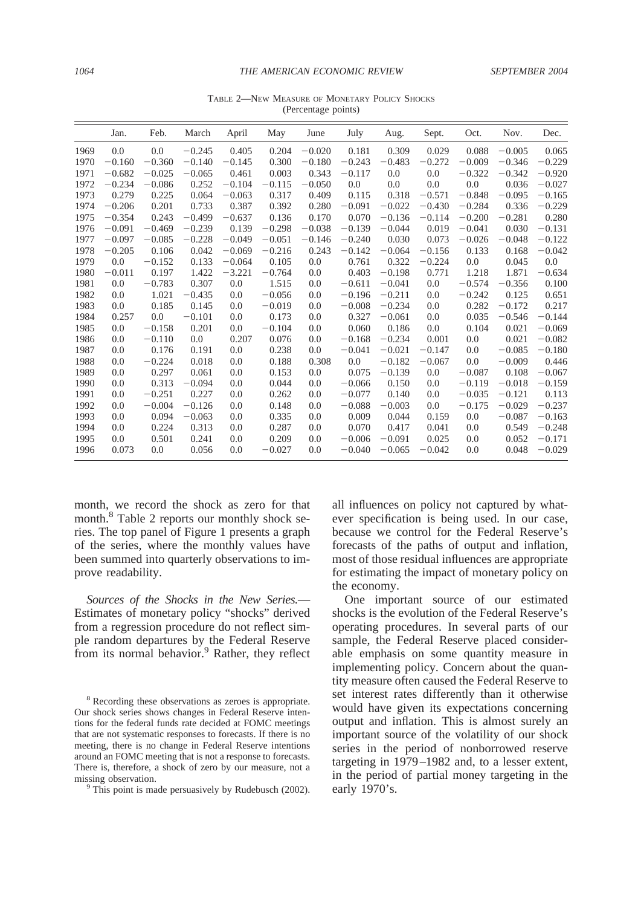TABLE 2—NEW MEASURE OF MONETARY POLICY SHOCKS
(Percentage points)

| | Jan. | Feb. | March | April | May | June | July | Aug. | Sept. | Oct. | Nov. | Dec. |
|---|---|---|---|---|---|---|---|---|---|---|---|---|
| 1969 | 0.0 | 0.0 | −0.245 | 0.405 | 0.204 | −0.020 | 0.181 | 0.309 | 0.029 | 0.088 | −0.005 | 0.065 |
| 1970 | −0.160 | −0.360 | −0.140 | −0.145 | 0.300 | −0.180 | −0.243 | −0.483 | −0.272 | −0.009 | −0.346 | −0.229 |
| 1971 | −0.682 | −0.025 | −0.065 | 0.461 | 0.003 | 0.343 | −0.117 | 0.0 | 0.0 | −0.322 | −0.342 | −0.920 |
| 1972 | −0.234 | −0.086 | 0.252 | −0.104 | −0.115 | −0.050 | 0.0 | 0.0 | 0.0 | 0.0 | 0.036 | −0.027 |
| 1973 | 0.279 | 0.225 | 0.064 | −0.063 | 0.317 | 0.409 | 0.115 | 0.318 | −0.571 | −0.848 | −0.095 | −0.165 |
| 1974 | −0.206 | 0.201 | 0.733 | 0.387 | 0.392 | 0.280 | −0.091 | −0.022 | −0.430 | −0.284 | 0.336 | −0.229 |
| 1975 | −0.354 | 0.243 | −0.499 | −0.637 | 0.136 | 0.170 | 0.070 | −0.136 | −0.114 | −0.200 | −0.281 | 0.280 |
| 1976 | −0.091 | −0.469 | −0.239 | 0.139 | −0.298 | −0.038 | −0.139 | −0.044 | 0.019 | −0.041 | 0.030 | −0.131 |
| 1977 | −0.097 | −0.085 | −0.228 | −0.049 | −0.051 | −0.146 | −0.240 | 0.030 | 0.073 | −0.026 | −0.048 | −0.122 |
| 1978 | −0.205 | 0.106 | 0.042 | −0.069 | −0.216 | 0.243 | −0.142 | −0.064 | −0.156 | 0.133 | 0.168 | −0.042 |
| 1979 | 0.0 | −0.152 | 0.133 | −0.064 | 0.105 | 0.0 | 0.761 | 0.322 | −0.224 | 0.0 | 0.045 | 0.0 |
| 1980 | −0.011 | 0.197 | 1.422 | −3.221 | −0.764 | 0.0 | 0.403 | −0.198 | 0.771 | 1.218 | 1.871 | −0.634 |
| 1981 | 0.0 | −0.783 | 0.307 | 0.0 | 1.515 | 0.0 | −0.611 | −0.041 | 0.0 | −0.574 | −0.356 | 0.100 |
| 1982 | 0.0 | 1.021 | −0.435 | 0.0 | −0.056 | 0.0 | −0.196 | −0.211 | 0.0 | −0.242 | 0.125 | 0.651 |
| 1983 | 0.0 | 0.185 | 0.145 | 0.0 | −0.019 | 0.0 | −0.008 | −0.234 | 0.0 | 0.282 | −0.172 | 0.217 |
| 1984 | 0.257 | 0.0 | −0.101 | 0.0 | 0.173 | 0.0 | 0.327 | −0.061 | 0.0 | 0.035 | −0.546 | −0.144 |
| 1985 | 0.0 | −0.158 | 0.201 | 0.0 | −0.104 | 0.0 | 0.060 | 0.186 | 0.0 | 0.104 | 0.021 | −0.069 |
| 1986 | 0.0 | −0.110 | 0.0 | 0.207 | 0.076 | 0.0 | −0.168 | −0.234 | 0.001 | 0.0 | 0.021 | −0.082 |
| 1987 | 0.0 | 0.176 | 0.191 | 0.0 | 0.238 | 0.0 | −0.041 | −0.021 | −0.147 | 0.0 | −0.085 | −0.180 |
| 1988 | 0.0 | −0.224 | 0.018 | 0.0 | 0.188 | 0.308 | 0.0 | −0.182 | −0.067 | 0.0 | −0.009 | 0.446 |
| 1989 | 0.0 | 0.297 | 0.061 | 0.0 | 0.153 | 0.0 | 0.075 | −0.139 | 0.0 | −0.087 | 0.108 | −0.067 |
| 1990 | 0.0 | 0.313 | −0.094 | 0.0 | 0.044 | 0.0 | −0.066 | 0.150 | 0.0 | −0.119 | −0.018 | −0.159 |
| 1991 | 0.0 | −0.251 | 0.227 | 0.0 | 0.262 | 0.0 | −0.077 | 0.140 | 0.0 | −0.035 | −0.121 | 0.113 |
| 1992 | 0.0 | −0.004 | −0.126 | 0.0 | 0.148 | 0.0 | −0.088 | −0.003 | 0.0 | −0.175 | −0.029 | −0.237 |
| 1993 | 0.0 | 0.094 | −0.063 | 0.0 | 0.335 | 0.0 | 0.009 | 0.044 | 0.159 | 0.0 | −0.087 | −0.163 |
| 1994 | 0.0 | 0.224 | 0.313 | 0.0 | 0.287 | 0.0 | 0.070 | 0.417 | 0.041 | 0.0 | 0.549 | −0.248 |
| 1995 | 0.0 | 0.501 | 0.241 | 0.0 | 0.209 | 0.0 | −0.006 | −0.091 | 0.025 | 0.0 | 0.052 | −0.171 |
| 1996 | 0.073 | 0.0 | 0.056 | 0.0 | −0.027 | 0.0 | −0.040 | −0.065 | −0.042 | 0.0 | 0.048 | −0.029 |

month, we record the shock as zero for that month.[8] Table 2 reports our monthly shock series. The top panel of Figure 1 presents a graph of the series, where the monthly values have been summed into quarterly observations to improve readability.

*Sources of the Shocks in the New Series.*— Estimates of monetary policy "shocks" derived from a regression procedure do not reflect simple random departures by the Federal Reserve from its normal behavior.[9] Rather, they reflect all influences on policy not captured by whatever specification is being used. In our case, because we control for the Federal Reserve's forecasts of the paths of output and inflation, most of those residual influences are appropriate for estimating the impact of monetary policy on the economy.

One important source of our estimated shocks is the evolution of the Federal Reserve's operating procedures. In several parts of our sample, the Federal Reserve placed considerable emphasis on some quantity measure in implementing policy. Concern about the quantity measure often caused the Federal Reserve to set interest rates differently than it otherwise would have given its expectations concerning output and inflation. This is almost surely an important source of the volatility of our shock series in the period of nonborrowed reserve targeting in 1979–1982 and, to a lesser extent, in the period of partial money targeting in the early 1970's.

[8] Recording these observations as zeroes is appropriate. Our shock series shows changes in Federal Reserve intentions for the federal funds rate decided at FOMC meetings that are not systematic responses to forecasts. If there is no meeting, there is no change in Federal Reserve intentions around an FOMC meeting that is not a response to forecasts. There is, therefore, a shock of zero by our measure, not a missing observation.

[9] This point is made persuasively by Rudebusch (2002).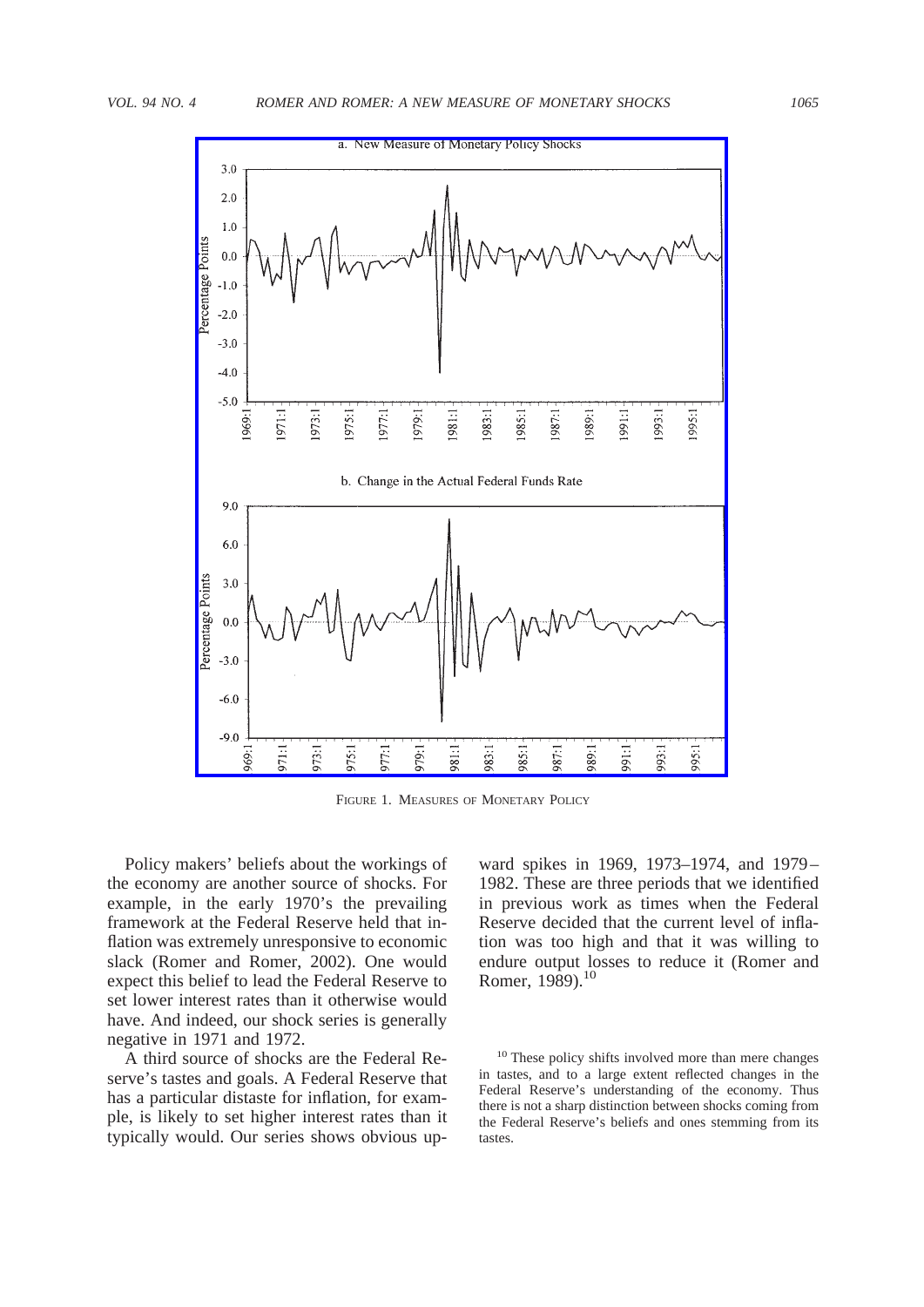FIGURE 1. MEASURES OF MONETARY POLICY

Policy makers' beliefs about the workings of the economy are another source of shocks. For example, in the early 1970's the prevailing framework at the Federal Reserve held that inflation was extremely unresponsive to economic slack (Romer and Romer, 2002). One would expect this belief to lead the Federal Reserve to set lower interest rates than it otherwise would have. And indeed, our shock series is generally negative in 1971 and 1972.

A third source of shocks are the Federal Reserve's tastes and goals. A Federal Reserve that has a particular distaste for inflation, for example, is likely to set higher interest rates than it typically would. Our series shows obvious upward spikes in 1969, 1973–1974, and 1979–1982. These are three periods that we identified in previous work as times when the Federal Reserve decided that the current level of inflation was too high and that it was willing to endure output losses to reduce it (Romer and Romer, 1989).[10]

[10] These policy shifts involved more than mere changes in tastes, and to a large extent reflected changes in the Federal Reserve's understanding of the economy. Thus there is not a sharp distinction between shocks coming from the Federal Reserve's beliefs and ones stemming from its tastes.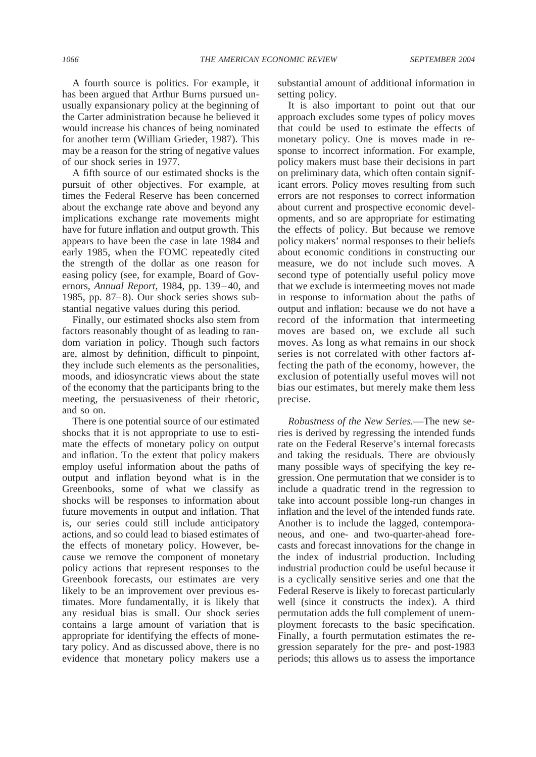A fourth source is politics. For example, it has been argued that Arthur Burns pursued unusually expansionary policy at the beginning of the Carter administration because he believed it would increase his chances of being nominated for another term (William Grieder, 1987). This may be a reason for the string of negative values of our shock series in 1977.

A fifth source of our estimated shocks is the pursuit of other objectives. For example, at times the Federal Reserve has been concerned about the exchange rate above and beyond any implications exchange rate movements might have for future inflation and output growth. This appears to have been the case in late 1984 and early 1985, when the FOMC repeatedly cited the strength of the dollar as one reason for easing policy (see, for example, Board of Governors, *Annual Report*, 1984, pp. 139–40, and 1985, pp. 87–8). Our shock series shows substantial negative values during this period.

Finally, our estimated shocks also stem from factors reasonably thought of as leading to random variation in policy. Though such factors are, almost by definition, difficult to pinpoint, they include such elements as the personalities, moods, and idiosyncratic views about the state of the economy that the participants bring to the meeting, the persuasiveness of their rhetoric, and so on.

There is one potential source of our estimated shocks that it is not appropriate to use to estimate the effects of monetary policy on output and inflation. To the extent that policy makers employ useful information about the paths of output and inflation beyond what is in the Greenbooks, some of what we classify as shocks will be responses to information about future movements in output and inflation. That is, our series could still include anticipatory actions, and so could lead to biased estimates of the effects of monetary policy. However, because we remove the component of monetary policy actions that represent responses to the Greenbook forecasts, our estimates are very likely to be an improvement over previous estimates. More fundamentally, it is likely that any residual bias is small. Our shock series contains a large amount of variation that is appropriate for identifying the effects of monetary policy. And as discussed above, there is no evidence that monetary policy makers use a substantial amount of additional information in setting policy.

It is also important to point out that our approach excludes some types of policy moves that could be used to estimate the effects of monetary policy. One is moves made in response to incorrect information. For example, policy makers must base their decisions in part on preliminary data, which often contain significant errors. Policy moves resulting from such errors are not responses to correct information about current and prospective economic developments, and so are appropriate for estimating the effects of policy. But because we remove policy makers' normal responses to their beliefs about economic conditions in constructing our measure, we do not include such moves. A second type of potentially useful policy move that we exclude is intermeeting moves not made in response to information about the paths of output and inflation: because we do not have a record of the information that intermeeting moves are based on, we exclude all such moves. As long as what remains in our shock series is not correlated with other factors affecting the path of the economy, however, the exclusion of potentially useful moves will not bias our estimates, but merely make them less precise.

*Robustness of the New Series.*—The new series is derived by regressing the intended funds rate on the Federal Reserve's internal forecasts and taking the residuals. There are obviously many possible ways of specifying the key regression. One permutation that we consider is to include a quadratic trend in the regression to take into account possible long-run changes in inflation and the level of the intended funds rate. Another is to include the lagged, contemporaneous, and one- and two-quarter-ahead forecasts and forecast innovations for the change in the index of industrial production. Including industrial production could be useful because it is a cyclically sensitive series and one that the Federal Reserve is likely to forecast particularly well (since it constructs the index). A third permutation adds the full complement of unemployment forecasts to the basic specification. Finally, a fourth permutation estimates the regression separately for the pre- and post-1983 periods; this allows us to assess the importance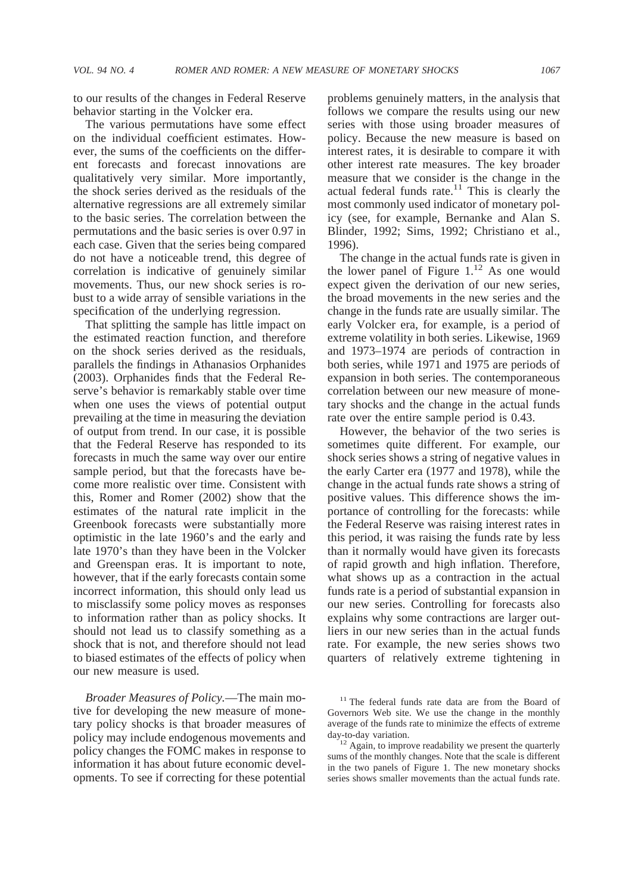to our results of the changes in Federal Reserve behavior starting in the Volcker era.

The various permutations have some effect on the individual coefficient estimates. However, the sums of the coefficients on the different forecasts and forecast innovations are qualitatively very similar. More importantly, the shock series derived as the residuals of the alternative regressions are all extremely similar to the basic series. The correlation between the permutations and the basic series is over 0.97 in each case. Given that the series being compared do not have a noticeable trend, this degree of correlation is indicative of genuinely similar movements. Thus, our new shock series is robust to a wide array of sensible variations in the specification of the underlying regression.

That splitting the sample has little impact on the estimated reaction function, and therefore on the shock series derived as the residuals, parallels the findings in Athanasios Orphanides (2003). Orphanides finds that the Federal Reserve's behavior is remarkably stable over time when one uses the views of potential output prevailing at the time in measuring the deviation of output from trend. In our case, it is possible that the Federal Reserve has responded to its forecasts in much the same way over our entire sample period, but that the forecasts have become more realistic over time. Consistent with this, Romer and Romer (2002) show that the estimates of the natural rate implicit in the Greenbook forecasts were substantially more optimistic in the late 1960's and the early and late 1970's than they have been in the Volcker and Greenspan eras. It is important to note, however, that if the early forecasts contain some incorrect information, this should only lead us to misclassify some policy moves as responses to information rather than as policy shocks. It should not lead us to classify something as a shock that is not, and therefore should not lead to biased estimates of the effects of policy when our new measure is used.

*Broader Measures of Policy.*—The main motive for developing the new measure of monetary policy shocks is that broader measures of policy may include endogenous movements and policy changes the FOMC makes in response to information it has about future economic developments. To see if correcting for these potential problems genuinely matters, in the analysis that follows we compare the results using our new series with those using broader measures of policy. Because the new measure is based on interest rates, it is desirable to compare it with other interest rate measures. The key broader measure that we consider is the change in the actual federal funds rate.[11] This is clearly the most commonly used indicator of monetary policy (see, for example, Bernanke and Alan S. Blinder, 1992; Sims, 1992; Christiano et al., 1996).

The change in the actual funds rate is given in the lower panel of Figure 1.[12] As one would expect given the derivation of our new series, the broad movements in the new series and the change in the funds rate are usually similar. The early Volcker era, for example, is a period of extreme volatility in both series. Likewise, 1969 and 1973–1974 are periods of contraction in both series, while 1971 and 1975 are periods of expansion in both series. The contemporaneous correlation between our new measure of monetary shocks and the change in the actual funds rate over the entire sample period is 0.43.

However, the behavior of the two series is sometimes quite different. For example, our shock series shows a string of negative values in the early Carter era (1977 and 1978), while the change in the actual funds rate shows a string of positive values. This difference shows the importance of controlling for the forecasts: while the Federal Reserve was raising interest rates in this period, it was raising the funds rate by less than it normally would have given its forecasts of rapid growth and high inflation. Therefore, what shows up as a contraction in the actual funds rate is a period of substantial expansion in our new series. Controlling for forecasts also explains why some contractions are larger outliers in our new series than in the actual funds rate. For example, the new series shows two quarters of relatively extreme tightening in

[11] The federal funds rate data are from the Board of Governors Web site. We use the change in the monthly average of the funds rate to minimize the effects of extreme day-to-day variation.

[12] Again, to improve readability we present the quarterly sums of the monthly changes. Note that the scale is different in the two panels of Figure 1. The new monetary shocks series shows smaller movements than the actual funds rate.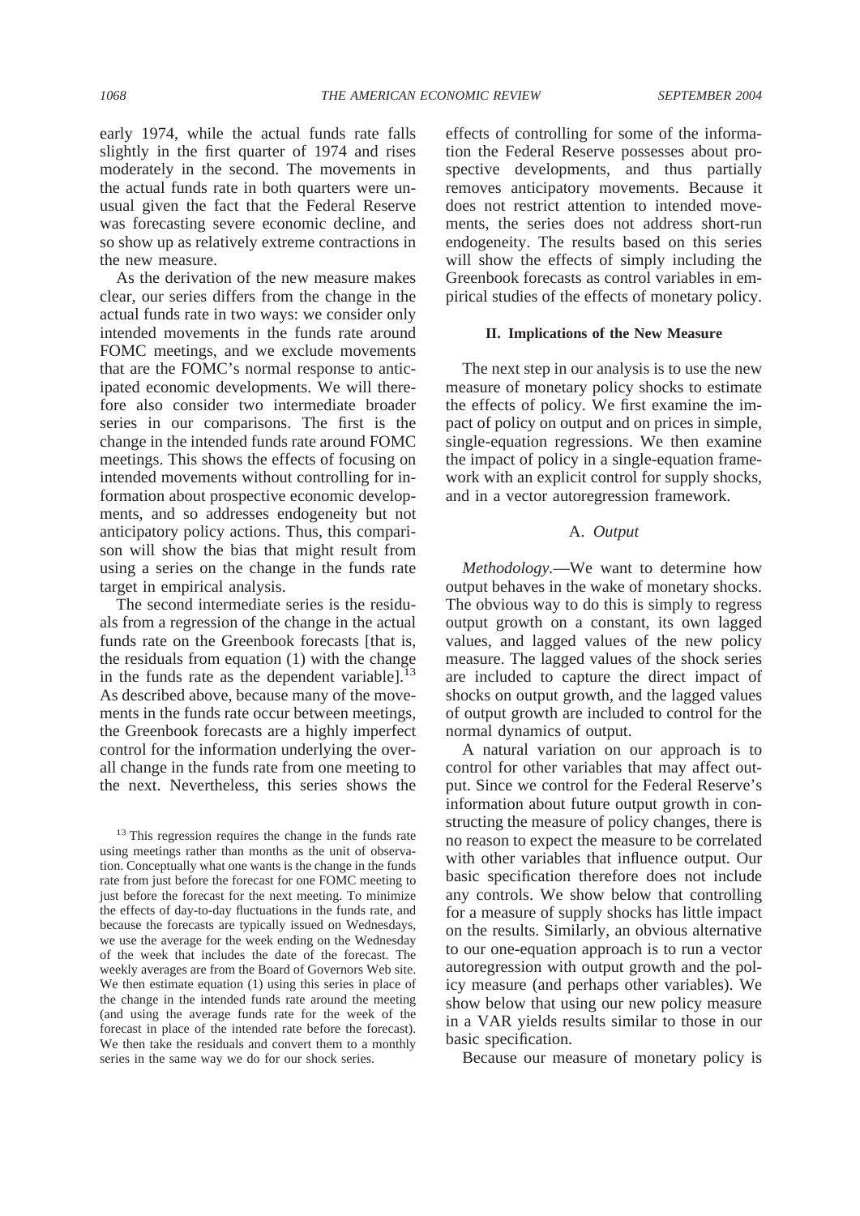early 1974, while the actual funds rate falls slightly in the first quarter of 1974 and rises moderately in the second. The movements in the actual funds rate in both quarters were unusual given the fact that the Federal Reserve was forecasting severe economic decline, and so show up as relatively extreme contractions in the new measure.

As the derivation of the new measure makes clear, our series differs from the change in the actual funds rate in two ways: we consider only intended movements in the funds rate around FOMC meetings, and we exclude movements that are the FOMC's normal response to anticipated economic developments. We will therefore also consider two intermediate broader series in our comparisons. The first is the change in the intended funds rate around FOMC meetings. This shows the effects of focusing on intended movements without controlling for information about prospective economic developments, and so addresses endogeneity but not anticipatory policy actions. Thus, this comparison will show the bias that might result from using a series on the change in the funds rate target in empirical analysis.

The second intermediate series is the residuals from a regression of the change in the actual funds rate on the Greenbook forecasts [that is, the residuals from equation (1) with the change in the funds rate as the dependent variable].[13] As described above, because many of the movements in the funds rate occur between meetings, the Greenbook forecasts are a highly imperfect control for the information underlying the overall change in the funds rate from one meeting to the next. Nevertheless, this series shows the effects of controlling for some of the information the Federal Reserve possesses about prospective developments, and thus partially removes anticipatory movements. Because it does not restrict attention to intended movements, the series does not address short-run endogeneity. The results based on this series will show the effects of simply including the Greenbook forecasts as control variables in empirical studies of the effects of monetary policy.

## II. Implications of the New Measure

The next step in our analysis is to use the new measure of monetary policy shocks to estimate the effects of policy. We first examine the impact of policy on output and on prices in simple, single-equation regressions. We then examine the impact of policy in a single-equation framework with an explicit control for supply shocks, and in a vector autoregression framework.

### A. *Output*

*Methodology.*—We want to determine how output behaves in the wake of monetary shocks. The obvious way to do this is simply to regress output growth on a constant, its own lagged values, and lagged values of the new policy measure. The lagged values of the shock series are included to capture the direct impact of shocks on output growth, and the lagged values of output growth are included to control for the normal dynamics of output.

A natural variation on our approach is to control for other variables that may affect output. Since we control for the Federal Reserve's information about future output growth in constructing the measure of policy changes, there is no reason to expect the measure to be correlated with other variables that influence output. Our basic specification therefore does not include any controls. We show below that controlling for a measure of supply shocks has little impact on the results. Similarly, an obvious alternative to our one-equation approach is to run a vector autoregression with output growth and the policy measure (and perhaps other variables). We show below that using our new policy measure in a VAR yields results similar to those in our basic specification.

Because our measure of monetary policy is

[13] This regression requires the change in the funds rate using meetings rather than months as the unit of observation. Conceptually what one wants is the change in the funds rate from just before the forecast for one FOMC meeting to just before the forecast for the next meeting. To minimize the effects of day-to-day fluctuations in the funds rate, and because the forecasts are typically issued on Wednesdays, we use the average for the week ending on the Wednesday of the week that includes the date of the forecast. The weekly averages are from the Board of Governors Web site. We then estimate equation (1) using this series in place of the change in the intended funds rate around the meeting (and using the average funds rate for the week of the forecast in place of the intended rate before the forecast). We then take the residuals and convert them to a monthly series in the same way we do for our shock series.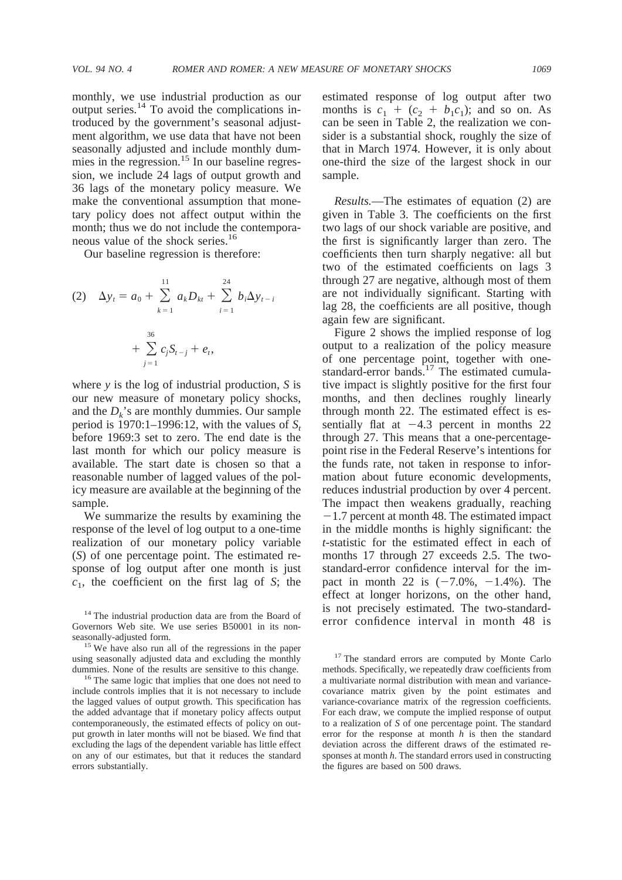monthly, we use industrial production as our output series.[14] To avoid the complications introduced by the government's seasonal adjustment algorithm, we use data that have not been seasonally adjusted and include monthly dummies in the regression.[15] In our baseline regression, we include 24 lags of output growth and 36 lags of the monetary policy measure. We make the conventional assumption that monetary policy does not affect output within the month; thus we do not include the contemporaneous value of the shock series.[16]

Our baseline regression is therefore:

$$(2) \quad \Delta y_t = a_0 + \sum_{k=1}^{11} a_k D_{kt} + \sum_{i=1}^{24} b_i \Delta y_{t-i} + \sum_{j=1}^{36} c_j S_{t-j} + e_t,$$

where $y$ is the log of industrial production, $S$ is our new measure of monetary policy shocks, and the $D_k$'s are monthly dummies. Our sample period is 1970:1–1996:12, with the values of $S_t$ before 1969:3 set to zero. The end date is the last month for which our policy measure is available. The start date is chosen so that a reasonable number of lagged values of the policy measure are available at the beginning of the sample.

We summarize the results by examining the response of the level of log output to a one-time realization of our monetary policy variable ($S$) of one percentage point. The estimated response of log output after one month is just $c_1$, the coefficient on the first lag of $S$; the estimated response of log output after two months is $c_1 + (c_2 + b_1 c_1)$; and so on. As can be seen in Table 2, the realization we consider is a substantial shock, roughly the size of that in March 1974. However, it is only about one-third the size of the largest shock in our sample.

*Results.*—The estimates of equation (2) are given in Table 3. The coefficients on the first two lags of our shock variable are positive, and the first is significantly larger than zero. The coefficients then turn sharply negative: all but two of the estimated coefficients on lags 3 through 27 are negative, although most of them are not individually significant. Starting with lag 28, the coefficients are all positive, though again few are significant.

Figure 2 shows the implied response of log output to a realization of the policy measure of one percentage point, together with one-standard-error bands.[17] The estimated cumulative impact is slightly positive for the first four months, and then declines roughly linearly through month 22. The estimated effect is essentially flat at −4.3 percent in months 22 through 27. This means that a one-percentage-point rise in the Federal Reserve's intentions for the funds rate, not taken in response to information about future economic developments, reduces industrial production by over 4 percent. The impact then weakens gradually, reaching −1.7 percent at month 48. The estimated impact in the middle months is highly significant: the $t$-statistic for the estimated effect in each of months 17 through 27 exceeds 2.5. The two-standard-error confidence interval for the impact in month 22 is (−7.0%, −1.4%). The effect at longer horizons, on the other hand, is not precisely estimated. The two-standard-error confidence interval in month 48 is

---

[14] The industrial production data are from the Board of Governors Web site. We use series B50001 in its non-seasonally-adjusted form.

[15] We have also run all of the regressions in the paper using seasonally adjusted data and excluding the monthly dummies. None of the results are sensitive to this change.

[16] The same logic that implies that one does not need to include controls implies that it is not necessary to include the lagged values of output growth. This specification has the added advantage that if monetary policy affects output contemporaneously, the estimated effects of policy on output growth in later months will not be biased. We find that excluding the lags of the dependent variable has little effect on any of our estimates, but that it reduces the standard errors substantially.

[17] The standard errors are computed by Monte Carlo methods. Specifically, we repeatedly draw coefficients from a multivariate normal distribution with mean and variance-covariance matrix given by the point estimates and variance-covariance matrix of the regression coefficients. For each draw, we compute the implied response of output to a realization of $S$ of one percentage point. The standard error for the response at month $h$ is then the standard deviation across the different draws of the estimated responses at month $h$. The standard errors used in constructing the figures are based on 500 draws.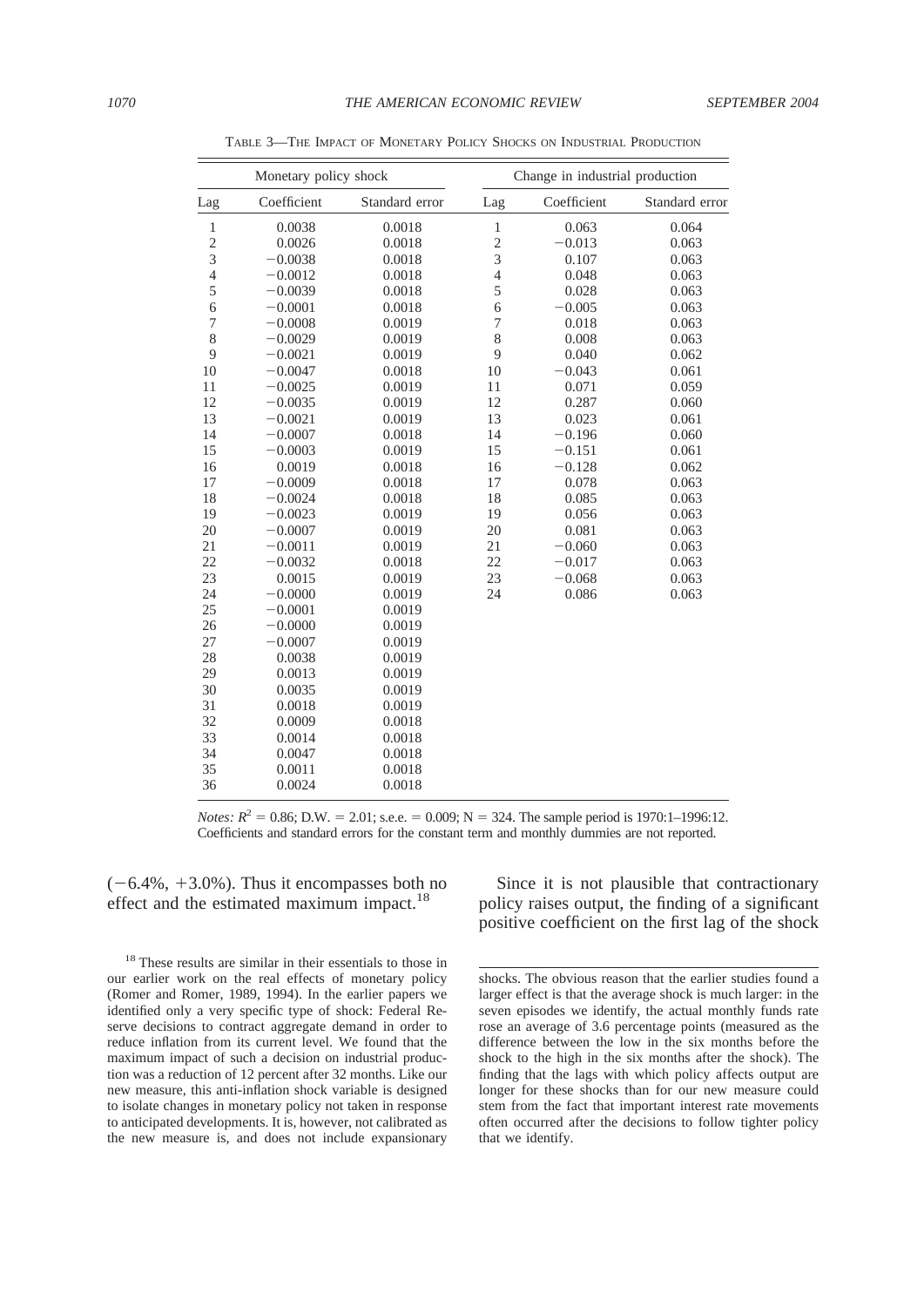TABLE 3—THE IMPACT OF MONETARY POLICY SHOCKS ON INDUSTRIAL PRODUCTION

| Monetary policy shock | | | Change in industrial production | | |
|---|---|---|---|---|---|
| Lag | Coefficient | Standard error | Lag | Coefficient | Standard error |
| 1 | 0.0038 | 0.0018 | 1 | 0.063 | 0.064 |
| 2 | 0.0026 | 0.0018 | 2 | −0.013 | 0.063 |
| 3 | −0.0038 | 0.0018 | 3 | 0.107 | 0.063 |
| 4 | −0.0012 | 0.0018 | 4 | 0.048 | 0.063 |
| 5 | −0.0039 | 0.0018 | 5 | 0.028 | 0.063 |
| 6 | −0.0001 | 0.0018 | 6 | −0.005 | 0.063 |
| 7 | −0.0008 | 0.0019 | 7 | 0.018 | 0.063 |
| 8 | −0.0029 | 0.0019 | 8 | 0.008 | 0.063 |
| 9 | −0.0021 | 0.0019 | 9 | 0.040 | 0.062 |
| 10 | −0.0047 | 0.0018 | 10 | −0.043 | 0.061 |
| 11 | −0.0025 | 0.0019 | 11 | 0.071 | 0.059 |
| 12 | −0.0035 | 0.0019 | 12 | 0.287 | 0.060 |
| 13 | −0.0021 | 0.0019 | 13 | 0.023 | 0.061 |
| 14 | −0.0007 | 0.0018 | 14 | −0.196 | 0.060 |
| 15 | −0.0003 | 0.0019 | 15 | −0.151 | 0.061 |
| 16 | 0.0019 | 0.0018 | 16 | −0.128 | 0.062 |
| 17 | −0.0009 | 0.0018 | 17 | 0.078 | 0.063 |
| 18 | −0.0024 | 0.0018 | 18 | 0.085 | 0.063 |
| 19 | −0.0023 | 0.0019 | 19 | 0.056 | 0.063 |
| 20 | −0.0007 | 0.0019 | 20 | 0.081 | 0.063 |
| 21 | −0.0011 | 0.0019 | 21 | −0.060 | 0.063 |
| 22 | −0.0032 | 0.0018 | 22 | −0.017 | 0.063 |
| 23 | 0.0015 | 0.0019 | 23 | −0.068 | 0.063 |
| 24 | −0.0000 | 0.0019 | 24 | 0.086 | 0.063 |
| 25 | −0.0001 | 0.0019 | | | |
| 26 | −0.0000 | 0.0019 | | | |
| 27 | −0.0007 | 0.0019 | | | |
| 28 | 0.0038 | 0.0019 | | | |
| 29 | 0.0013 | 0.0019 | | | |
| 30 | 0.0035 | 0.0019 | | | |
| 31 | 0.0018 | 0.0019 | | | |
| 32 | 0.0009 | 0.0018 | | | |
| 33 | 0.0014 | 0.0018 | | | |
| 34 | 0.0047 | 0.0018 | | | |
| 35 | 0.0011 | 0.0018 | | | |
| 36 | 0.0024 | 0.0018 | | | |

*Notes:* $R^2 = 0.86$; D.W. = 2.01; s.e.e. = 0.009; N = 324. The sample period is 1970:1–1996:12. Coefficients and standard errors for the constant term and monthly dummies are not reported.

(−6.4%, +3.0%). Thus it encompasses both no effect and the estimated maximum impact.[18]

Since it is not plausible that contractionary policy raises output, the finding of a significant positive coefficient on the first lag of the shock

[18] These results are similar in their essentials to those in our earlier work on the real effects of monetary policy (Romer and Romer, 1989, 1994). In the earlier papers we identified only a very specific type of shock: Federal Reserve decisions to contract aggregate demand in order to reduce inflation from its current level. We found that the maximum impact of such a decision on industrial production was a reduction of 12 percent after 32 months. Like our new measure, this anti-inflation shock variable is designed to isolate changes in monetary policy not taken in response to anticipated developments. It is, however, not calibrated as the new measure is, and does not include expansionary shocks. The obvious reason that the earlier studies found a larger effect is that the average shock is much larger: in the seven episodes we identify, the actual monthly funds rate rose an average of 3.6 percentage points (measured as the difference between the low in the six months before the shock to the high in the six months after the shock). The finding that the lags with which policy affects output are longer for these shocks than for our new measure could stem from the fact that important interest rate movements often occurred after the decisions to follow tighter policy that we identify.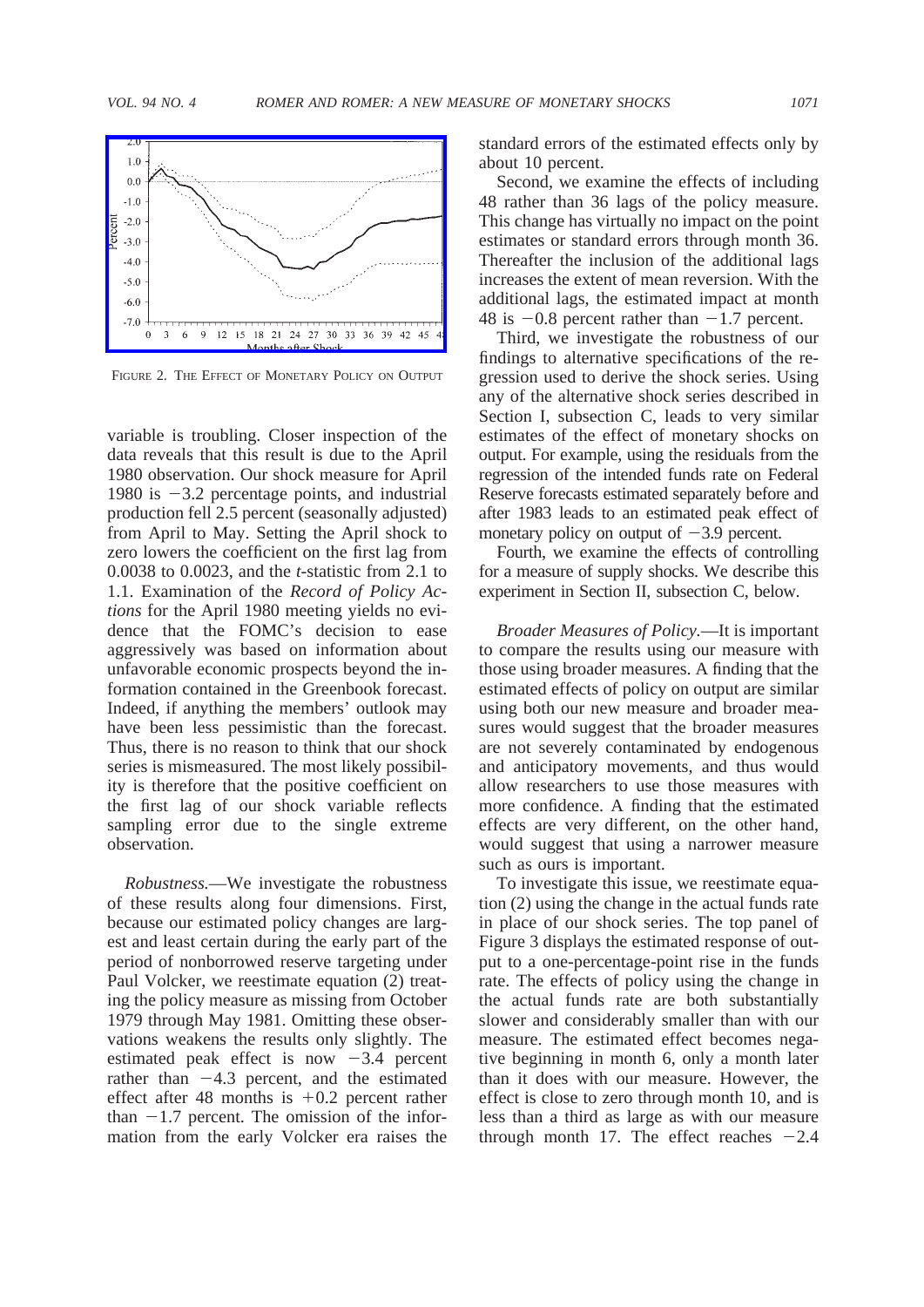FIGURE 2. THE EFFECT OF MONETARY POLICY ON OUTPUT

variable is troubling. Closer inspection of the data reveals that this result is due to the April 1980 observation. Our shock measure for April 1980 is −3.2 percentage points, and industrial production fell 2.5 percent (seasonally adjusted) from April to May. Setting the April shock to zero lowers the coefficient on the first lag from 0.0038 to 0.0023, and the $t$-statistic from 2.1 to 1.1. Examination of the *Record of Policy Actions* for the April 1980 meeting yields no evidence that the FOMC's decision to ease aggressively was based on information about unfavorable economic prospects beyond the information contained in the Greenbook forecast. Indeed, if anything the members' outlook may have been less pessimistic than the forecast. Thus, there is no reason to think that our shock series is mismeasured. The most likely possibility is therefore that the positive coefficient on the first lag of our shock variable reflects sampling error due to the single extreme observation.

*Robustness.*—We investigate the robustness of these results along four dimensions. First, because our estimated policy changes are largest and least certain during the early part of the period of nonborrowed reserve targeting under Paul Volcker, we reestimate equation (2) treating the policy measure as missing from October 1979 through May 1981. Omitting these observations weakens the results only slightly. The estimated peak effect is now −3.4 percent rather than −4.3 percent, and the estimated effect after 48 months is +0.2 percent rather than −1.7 percent. The omission of the information from the early Volcker era raises the standard errors of the estimated effects only by about 10 percent.

Second, we examine the effects of including 48 rather than 36 lags of the policy measure. This change has virtually no impact on the point estimates or standard errors through month 36. Thereafter the inclusion of the additional lags increases the extent of mean reversion. With the additional lags, the estimated impact at month 48 is −0.8 percent rather than −1.7 percent.

Third, we investigate the robustness of our findings to alternative specifications of the regression used to derive the shock series. Using any of the alternative shock series described in Section I, subsection C, leads to very similar estimates of the effect of monetary shocks on output. For example, using the residuals from the regression of the intended funds rate on Federal Reserve forecasts estimated separately before and after 1983 leads to an estimated peak effect of monetary policy on output of −3.9 percent.

Fourth, we examine the effects of controlling for a measure of supply shocks. We describe this experiment in Section II, subsection C, below.

*Broader Measures of Policy.*—It is important to compare the results using our measure with those using broader measures. A finding that the estimated effects of policy on output are similar using both our new measure and broader measures would suggest that the broader measures are not severely contaminated by endogenous and anticipatory movements, and thus would allow researchers to use those measures with more confidence. A finding that the estimated effects are very different, on the other hand, would suggest that using a narrower measure such as ours is important.

To investigate this issue, we reestimate equation (2) using the change in the actual funds rate in place of our shock series. The top panel of Figure 3 displays the estimated response of output to a one-percentage-point rise in the funds rate. The effects of policy using the change in the actual funds rate are both substantially slower and considerably smaller than with our measure. The estimated effect becomes negative beginning in month 6, only a month later than it does with our measure. However, the effect is close to zero through month 10, and is less than a third as large as with our measure through month 17. The effect reaches −2.4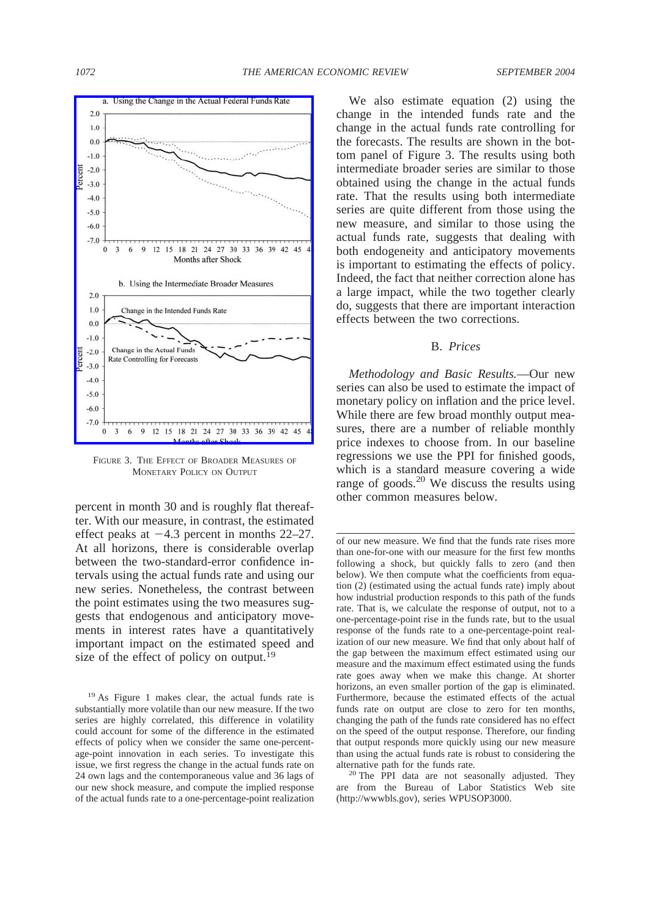a. Using the Change in the Actual Federal Funds Rate

2.0
1.0
0.0
-1.0
-2.0
-3.0
-4.0
-5.0
-6.0
-7.0

Percent

0 3 6 9 12 15 18 21 24 27 30 33 36 39 42 45 48

Months after Shock

b. Using the Intermediate Broader Measures

2.0
1.0
0.0
-1.0
-2.0
-3.0
-4.0
-5.0
-6.0
-7.0

Percent

Change in the Intended Funds Rate

Change in the Actual Funds Rate Controlling for Forecasts

0 3 6 9 12 15 18 21 24 27 30 33 36 39 42 45 48

Months after Shock

FIGURE 3. THE EFFECT OF BROADER MEASURES OF MONETARY POLICY ON OUTPUT

percent in month 30 and is roughly flat thereafter. With our measure, in contrast, the estimated effect peaks at −4.3 percent in months 22–27. At all horizons, there is considerable overlap between the two-standard-error confidence intervals using the actual funds rate and using our new series. Nonetheless, the contrast between the point estimates using the two measures suggests that endogenous and anticipatory movements in interest rates have a quantitatively important impact on the estimated speed and size of the effect of policy on output.[19]

We also estimate equation (2) using the change in the intended funds rate and the change in the actual funds rate controlling for the forecasts. The results are shown in the bottom panel of Figure 3. The results using both intermediate broader series are similar to those obtained using the change in the actual funds rate. That the results using both intermediate series are quite different from those using the new measure, and similar to those using the actual funds rate, suggests that dealing with both endogeneity and anticipatory movements is important to estimating the effects of policy. Indeed, the fact that neither correction alone has a large impact, while the two together clearly do, suggests that there are important interaction effects between the two corrections.

### B. *Prices*

*Methodology and Basic Results.*—Our new series can also be used to estimate the impact of monetary policy on inflation and the price level. While there are few broad monthly output measures, there are a number of reliable monthly price indexes to choose from. In our baseline regressions we use the PPI for finished goods, which is a standard measure covering a wide range of goods.[20] We discuss the results using other common measures below.

[19] As Figure 1 makes clear, the actual funds rate is substantially more volatile than our new measure. If the two series are highly correlated, this difference in volatility could account for some of the difference in the estimated effects of policy when we consider the same one-percentage-point innovation in each series. To investigate this issue, we first regress the change in the actual funds rate on 24 own lags and the contemporaneous value and 36 lags of our new shock measure, and compute the implied response of the actual funds rate to a one-percentage-point realization of our new measure. We find that the funds rate rises more than one-for-one with our measure for the first few months following a shock, but quickly falls to zero (and then below). We then compute what the coefficients from equation (2) (estimated using the actual funds rate) imply about how industrial production responds to this path of the funds rate. That is, we calculate the response of output, not to a one-percentage-point rise in the funds rate, but to the usual response of the funds rate to a one-percentage-point realization of our new measure. We find that only about half of the gap between the maximum effect estimated using our measure and the maximum effect estimated using the funds rate goes away when we make this change. At shorter horizons, an even smaller portion of the gap is eliminated. Furthermore, because the estimated effects of the actual funds rate on output are close to zero for ten months, changing the path of the funds rate considered has no effect on the speed of the output response. Therefore, our finding that output responds more quickly using our new measure than using the actual funds rate is robust to considering the alternative path for the funds rate.

[20] The PPI data are not seasonally adjusted. They are from the Bureau of Labor Statistics Web site (http://wwwbls.gov), series WPUSOP3000.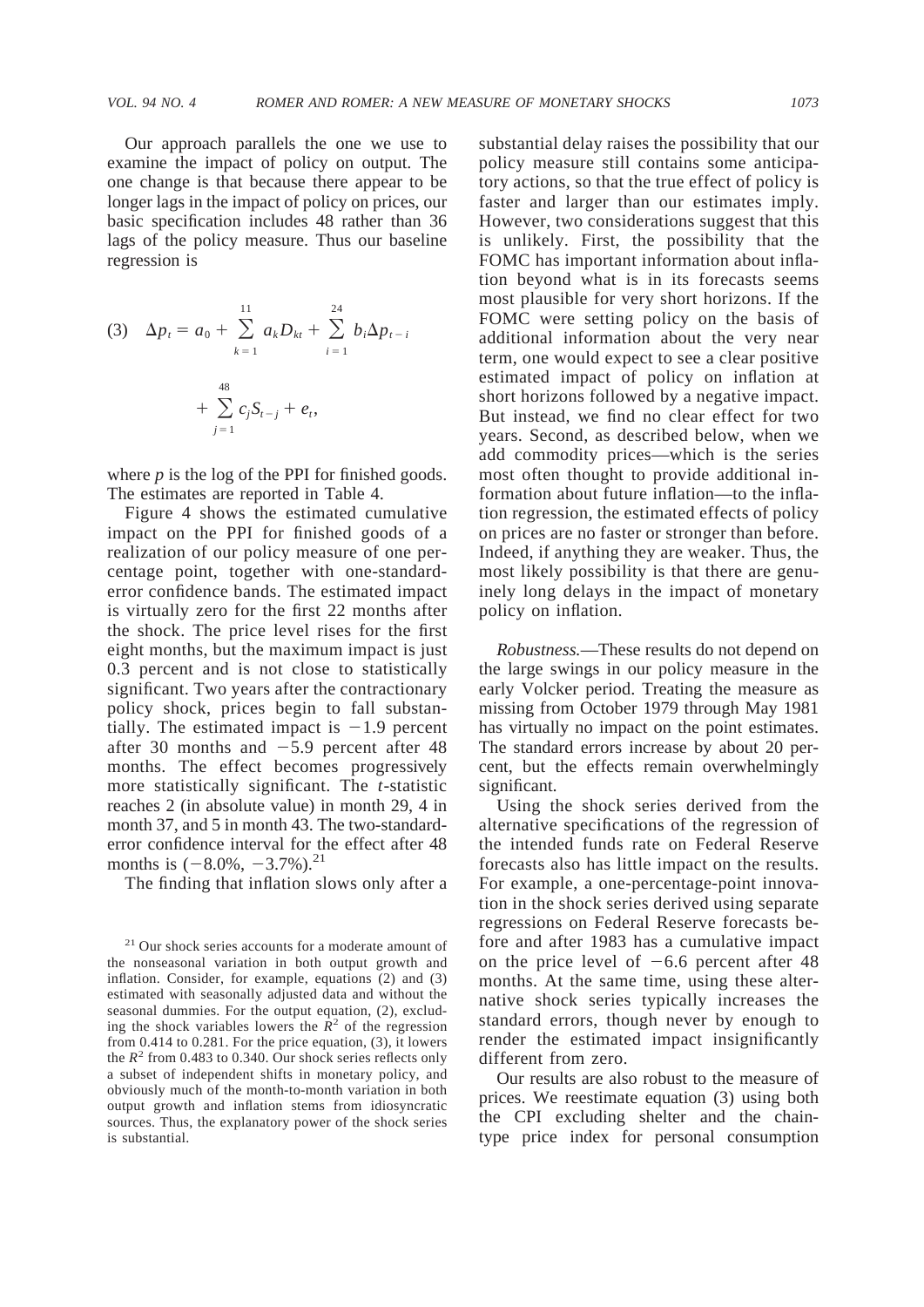Our approach parallels the one we use to examine the impact of policy on output. The one change is that because there appear to be longer lags in the impact of policy on prices, our basic specification includes 48 rather than 36 lags of the policy measure. Thus our baseline regression is

$$(3) \quad \Delta p_t = a_0 + \sum_{k=1}^{11} a_k D_{kt} + \sum_{i=1}^{24} b_i \Delta p_{t-i} + \sum_{j=1}^{48} c_j S_{t-j} + e_t,$$

where $p$ is the log of the PPI for finished goods. The estimates are reported in Table 4.

Figure 4 shows the estimated cumulative impact on the PPI for finished goods of a realization of our policy measure of one percentage point, together with one-standard-error confidence bands. The estimated impact is virtually zero for the first 22 months after the shock. The price level rises for the first eight months, but the maximum impact is just 0.3 percent and is not close to statistically significant. Two years after the contractionary policy shock, prices begin to fall substantially. The estimated impact is $-1.9$ percent after 30 months and $-5.9$ percent after 48 months. The effect becomes progressively more statistically significant. The $t$-statistic reaches 2 (in absolute value) in month 29, 4 in month 37, and 5 in month 43. The two-standard-error confidence interval for the effect after 48 months is ($-8.0\%$, $-3.7\%$).[21]

The finding that inflation slows only after a substantial delay raises the possibility that our policy measure still contains some anticipatory actions, so that the true effect of policy is faster and larger than our estimates imply. However, two considerations suggest that this is unlikely. First, the possibility that the FOMC has important information about inflation beyond what is in its forecasts seems most plausible for very short horizons. If the FOMC were setting policy on the basis of additional information about the very near term, one would expect to see a clear positive estimated impact of policy on inflation at short horizons followed by a negative impact. But instead, we find no clear effect for two years. Second, as described below, when we add commodity prices—which is the series most often thought to provide additional information about future inflation—to the inflation regression, the estimated effects of policy on prices are no faster or stronger than before. Indeed, if anything they are weaker. Thus, the most likely possibility is that there are genuinely long delays in the impact of monetary policy on inflation.

*Robustness.*—These results do not depend on the large swings in our policy measure in the early Volcker period. Treating the measure as missing from October 1979 through May 1981 has virtually no impact on the point estimates. The standard errors increase by about 20 percent, but the effects remain overwhelmingly significant.

Using the shock series derived from the alternative specifications of the regression of the intended funds rate on Federal Reserve forecasts also has little impact on the results. For example, a one-percentage-point innovation in the shock series derived using separate regressions on Federal Reserve forecasts before and after 1983 has a cumulative impact on the price level of $-6.6$ percent after 48 months. At the same time, using these alternative shock series typically increases the standard errors, though never by enough to render the estimated impact insignificantly different from zero.

Our results are also robust to the measure of prices. We reestimate equation (3) using both the CPI excluding shelter and the chain-type price index for personal consumption

[21] Our shock series accounts for a moderate amount of the nonseasonal variation in both output growth and inflation. Consider, for example, equations (2) and (3) estimated with seasonally adjusted data and without the seasonal dummies. For the output equation, (2), excluding the shock variables lowers the $\bar{R}^2$ of the regression from 0.414 to 0.281. For the price equation, (3), it lowers the $R^2$ from 0.483 to 0.340. Our shock series reflects only a subset of independent shifts in monetary policy, and obviously much of the month-to-month variation in both output growth and inflation stems from idiosyncratic sources. Thus, the explanatory power of the shock series is substantial.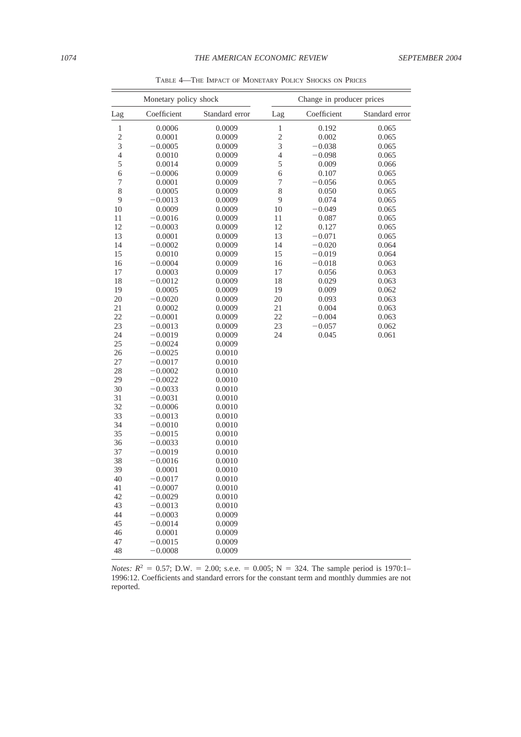Table 4—The Impact of Monetary Policy Shocks on Prices

| Monetary policy shock | | | Change in producer prices | | |
|---|---|---|---|---|---|
| Lag | Coefficient | Standard error | Lag | Coefficient | Standard error |
| 1 | 0.0006 | 0.0009 | 1 | 0.192 | 0.065 |
| 2 | 0.0001 | 0.0009 | 2 | 0.002 | 0.065 |
| 3 | −0.0005 | 0.0009 | 3 | −0.038 | 0.065 |
| 4 | 0.0010 | 0.0009 | 4 | −0.098 | 0.065 |
| 5 | 0.0014 | 0.0009 | 5 | 0.009 | 0.066 |
| 6 | −0.0006 | 0.0009 | 6 | 0.107 | 0.065 |
| 7 | 0.0001 | 0.0009 | 7 | −0.056 | 0.065 |
| 8 | 0.0005 | 0.0009 | 8 | 0.050 | 0.065 |
| 9 | −0.0013 | 0.0009 | 9 | 0.074 | 0.065 |
| 10 | 0.0009 | 0.0009 | 10 | −0.049 | 0.065 |
| 11 | −0.0016 | 0.0009 | 11 | 0.087 | 0.065 |
| 12 | −0.0003 | 0.0009 | 12 | 0.127 | 0.065 |
| 13 | 0.0001 | 0.0009 | 13 | −0.071 | 0.065 |
| 14 | −0.0002 | 0.0009 | 14 | −0.020 | 0.064 |
| 15 | 0.0010 | 0.0009 | 15 | −0.019 | 0.064 |
| 16 | −0.0004 | 0.0009 | 16 | −0.018 | 0.063 |
| 17 | 0.0003 | 0.0009 | 17 | 0.056 | 0.063 |
| 18 | −0.0012 | 0.0009 | 18 | 0.029 | 0.063 |
| 19 | 0.0005 | 0.0009 | 19 | 0.009 | 0.062 |
| 20 | −0.0020 | 0.0009 | 20 | 0.093 | 0.063 |
| 21 | 0.0002 | 0.0009 | 21 | 0.004 | 0.063 |
| 22 | −0.0001 | 0.0009 | 22 | −0.004 | 0.063 |
| 23 | −0.0013 | 0.0009 | 23 | −0.057 | 0.062 |
| 24 | −0.0019 | 0.0009 | 24 | 0.045 | 0.061 |
| 25 | −0.0024 | 0.0009 | | | |
| 26 | −0.0025 | 0.0010 | | | |
| 27 | −0.0017 | 0.0010 | | | |
| 28 | −0.0002 | 0.0010 | | | |
| 29 | −0.0022 | 0.0010 | | | |
| 30 | −0.0033 | 0.0010 | | | |
| 31 | −0.0031 | 0.0010 | | | |
| 32 | −0.0006 | 0.0010 | | | |
| 33 | −0.0013 | 0.0010 | | | |
| 34 | −0.0010 | 0.0010 | | | |
| 35 | −0.0015 | 0.0010 | | | |
| 36 | −0.0033 | 0.0010 | | | |
| 37 | −0.0019 | 0.0010 | | | |
| 38 | −0.0016 | 0.0010 | | | |
| 39 | 0.0001 | 0.0010 | | | |
| 40 | −0.0017 | 0.0010 | | | |
| 41 | −0.0007 | 0.0010 | | | |
| 42 | −0.0029 | 0.0010 | | | |
| 43 | −0.0013 | 0.0010 | | | |
| 44 | −0.0003 | 0.0009 | | | |
| 45 | −0.0014 | 0.0009 | | | |
| 46 | 0.0001 | 0.0009 | | | |
| 47 | −0.0015 | 0.0009 | | | |
| 48 | −0.0008 | 0.0009 | | | |

*Notes:* $R^2 = 0.57$; D.W. = 2.00; s.e.e. = 0.005; N = 324. The sample period is 1970:1–1996:12. Coefficients and standard errors for the constant term and monthly dummies are not reported.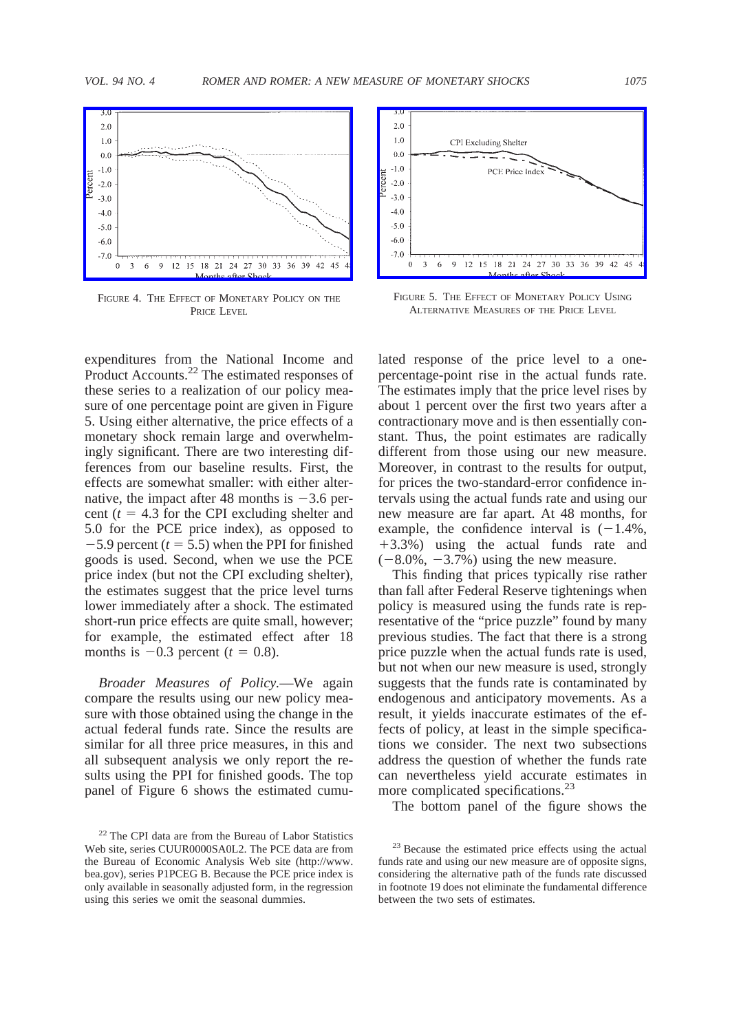FIGURE 4. THE EFFECT OF MONETARY POLICY ON THE PRICE LEVEL

FIGURE 5. THE EFFECT OF MONETARY POLICY USING ALTERNATIVE MEASURES OF THE PRICE LEVEL

expenditures from the National Income and Product Accounts.[22] The estimated responses of these series to a realization of our policy measure of one percentage point are given in Figure 5. Using either alternative, the price effects of a monetary shock remain large and overwhelmingly significant. There are two interesting differences from our baseline results. First, the effects are somewhat smaller: with either alternative, the impact after 48 months is $-3.6$ percent ($t = 4.3$ for the CPI excluding shelter and 5.0 for the PCE price index), as opposed to $-5.9$ percent ($t = 5.5$) when the PPI for finished goods is used. Second, when we use the PCE price index (but not the CPI excluding shelter), the estimates suggest that the price level turns lower immediately after a shock. The estimated short-run price effects are quite small, however; for example, the estimated effect after 18 months is $-0.3$ percent ($t = 0.8$).

*Broader Measures of Policy.*—We again compare the results using our new policy measure with those obtained using the change in the actual federal funds rate. Since the results are similar for all three price measures, in this and all subsequent analysis we only report the results using the PPI for finished goods. The top panel of Figure 6 shows the estimated cumulated response of the price level to a one-percentage-point rise in the actual funds rate. The estimates imply that the price level rises by about 1 percent over the first two years after a contractionary move and is then essentially constant. Thus, the point estimates are radically different from those using our new measure. Moreover, in contrast to the results for output, for prices the two-standard-error confidence intervals using the actual funds rate and using our new measure are far apart. At 48 months, for example, the confidence interval is ($-1.4$%, $+3.3$%) using the actual funds rate and ($-8.0$%, $-3.7$%) using the new measure.

This finding that prices typically rise rather than fall after Federal Reserve tightenings when policy is measured using the funds rate is representative of the "price puzzle" found by many previous studies. The fact that there is a strong price puzzle when the actual funds rate is used, but not when our new measure is used, strongly suggests that the funds rate is contaminated by endogenous and anticipatory movements. As a result, it yields inaccurate estimates of the effects of policy, at least in the simple specifications we consider. The next two subsections address the question of whether the funds rate can nevertheless yield accurate estimates in more complicated specifications.[23]

The bottom panel of the figure shows the

[22] The CPI data are from the Bureau of Labor Statistics Web site, series CUUR0000SA0L2. The PCE data are from the Bureau of Economic Analysis Web site (http://www.bea.gov), series P1PCEG B. Because the PCE price index is only available in seasonally adjusted form, in the regression using this series we omit the seasonal dummies.

[23] Because the estimated price effects using the actual funds rate and using our new measure are of opposite signs, considering the alternative path of the funds rate discussed in footnote 19 does not eliminate the fundamental difference between the two sets of estimates.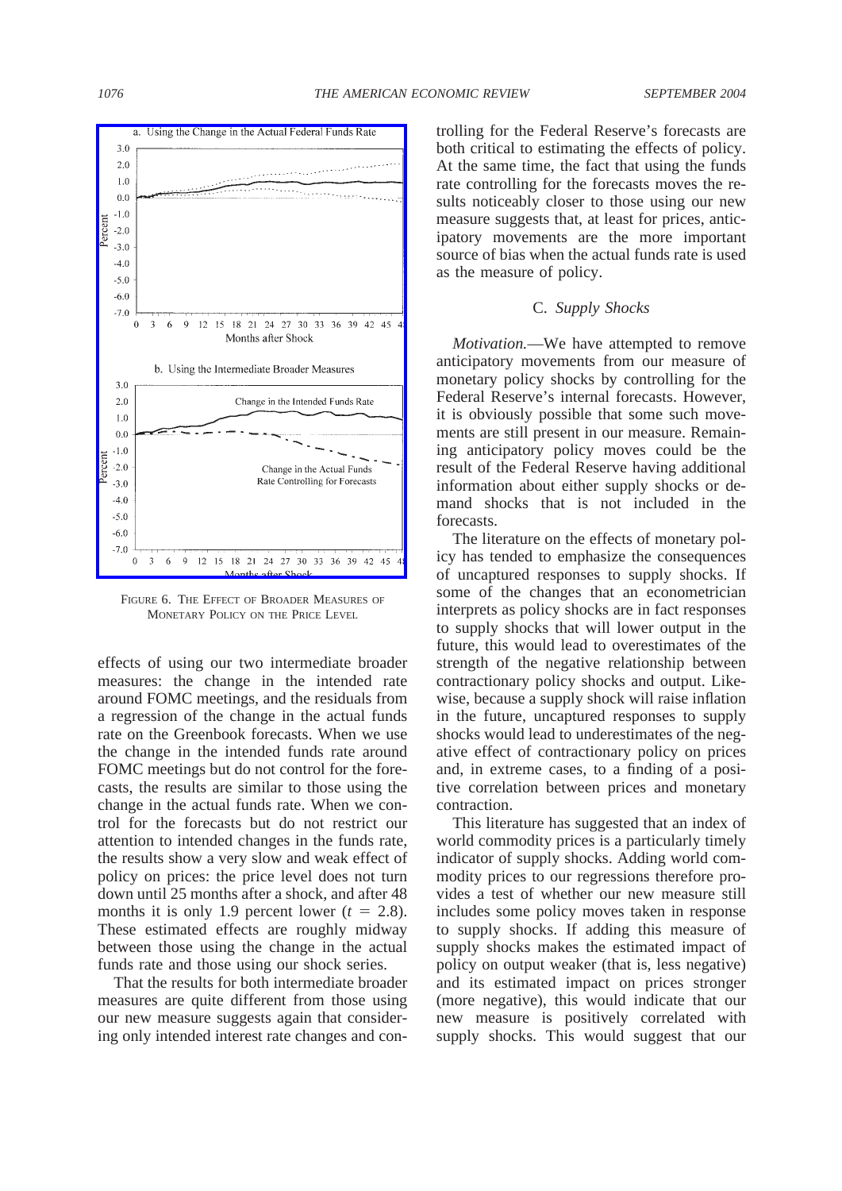a. Using the Change in the Actual Federal Funds Rate

Percent

3.0
2.0
1.0
0.0
-1.0
-2.0
-3.0
-4.0
-5.0
-6.0
-7.0

0 3 6 9 12 15 18 21 24 27 30 33 36 39 42 45 48

Months after Shock

b. Using the Intermediate Broader Measures

Percent

3.0
2.0
1.0
0.0
-1.0
-2.0
-3.0
-4.0
-5.0
-6.0
-7.0

Change in the Intended Funds Rate

Change in the Actual Funds Rate Controlling for Forecasts

0 3 6 9 12 15 18 21 24 27 30 33 36 39 42 45 48

Months after Shock

FIGURE 6. THE EFFECT OF BROADER MEASURES OF MONETARY POLICY ON THE PRICE LEVEL

effects of using our two intermediate broader measures: the change in the intended rate around FOMC meetings, and the residuals from a regression of the change in the actual funds rate on the Greenbook forecasts. When we use the change in the intended funds rate around FOMC meetings but do not control for the forecasts, the results are similar to those using the change in the actual funds rate. When we control for the forecasts but do not restrict our attention to intended changes in the funds rate, the results show a very slow and weak effect of policy on prices: the price level does not turn down until 25 months after a shock, and after 48 months it is only 1.9 percent lower ($t = 2.8$). These estimated effects are roughly midway between those using the change in the actual funds rate and those using our shock series.

That the results for both intermediate broader measures are quite different from those using our new measure suggests again that considering only intended interest rate changes and controlling for the Federal Reserve's forecasts are both critical to estimating the effects of policy. At the same time, the fact that using the funds rate controlling for the forecasts moves the results noticeably closer to those using our new measure suggests that, at least for prices, anticipatory movements are the more important source of bias when the actual funds rate is used as the measure of policy.

### C. *Supply Shocks*

*Motivation.*—We have attempted to remove anticipatory movements from our measure of monetary policy shocks by controlling for the Federal Reserve's internal forecasts. However, it is obviously possible that some such movements are still present in our measure. Remaining anticipatory policy moves could be the result of the Federal Reserve having additional information about either supply shocks or demand shocks that is not included in the forecasts.

The literature on the effects of monetary policy has tended to emphasize the consequences of uncaptured responses to supply shocks. If some of the changes that an econometrician interprets as policy shocks are in fact responses to supply shocks that will lower output in the future, this would lead to overestimates of the strength of the negative relationship between contractionary policy shocks and output. Likewise, because a supply shock will raise inflation in the future, uncaptured responses to supply shocks would lead to underestimates of the negative effect of contractionary policy on prices and, in extreme cases, to a finding of a positive correlation between prices and monetary contraction.

This literature has suggested that an index of world commodity prices is a particularly timely indicator of supply shocks. Adding world commodity prices to our regressions therefore provides a test of whether our new measure still includes some policy moves taken in response to supply shocks. If adding this measure of supply shocks makes the estimated impact of policy on output weaker (that is, less negative) and its estimated impact on prices stronger (more negative), this would indicate that our new measure is positively correlated with supply shocks. This would suggest that our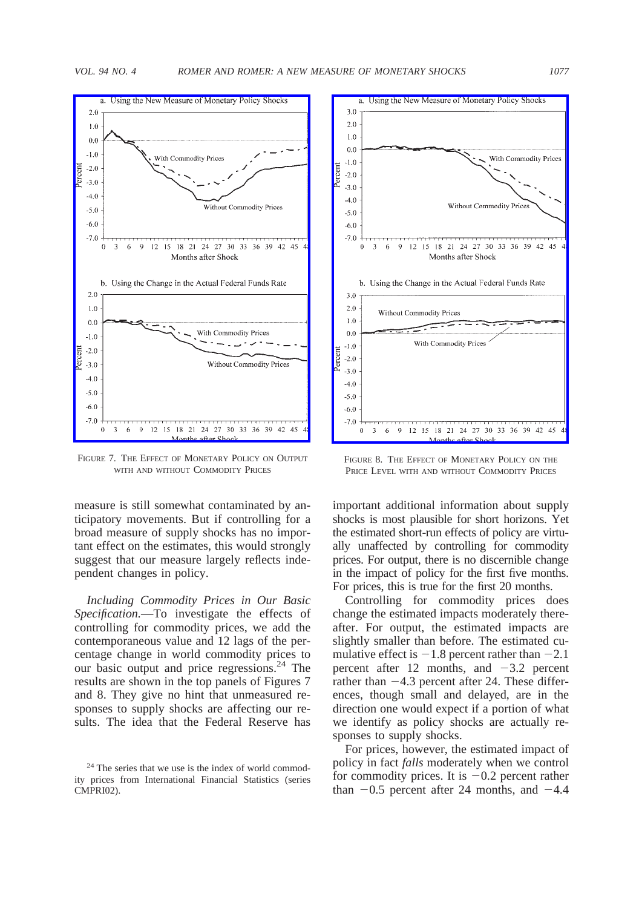FIGURE 7. THE EFFECT OF MONETARY POLICY ON OUTPUT WITH AND WITHOUT COMMODITY PRICES

FIGURE 8. THE EFFECT OF MONETARY POLICY ON THE PRICE LEVEL WITH AND WITHOUT COMMODITY PRICES

measure is still somewhat contaminated by anticipatory movements. But if controlling for a broad measure of supply shocks has no important effect on the estimates, this would strongly suggest that our measure largely reflects independent changes in policy.

*Including Commodity Prices in Our Basic Specification.*—To investigate the effects of controlling for commodity prices, we add the contemporaneous value and 12 lags of the percentage change in world commodity prices to our basic output and price regressions.[24] The results are shown in the top panels of Figures 7 and 8. They give no hint that unmeasured responses to supply shocks are affecting our results. The idea that the Federal Reserve has important additional information about supply shocks is most plausible for short horizons. Yet the estimated short-run effects of policy are virtually unaffected by controlling for commodity prices. For output, there is no discernible change in the impact of policy for the first five months. For prices, this is true for the first 20 months.

Controlling for commodity prices does change the estimated impacts moderately thereafter. For output, the estimated impacts are slightly smaller than before. The estimated cumulative effect is −1.8 percent rather than −2.1 percent after 12 months, and −3.2 percent rather than −4.3 percent after 24. These differences, though small and delayed, are in the direction one would expect if a portion of what we identify as policy shocks are actually responses to supply shocks.

For prices, however, the estimated impact of policy in fact *falls* moderately when we control for commodity prices. It is −0.2 percent rather than −0.5 percent after 24 months, and −4.4

[24] The series that we use is the index of world commodity prices from International Financial Statistics (series CMPRI02).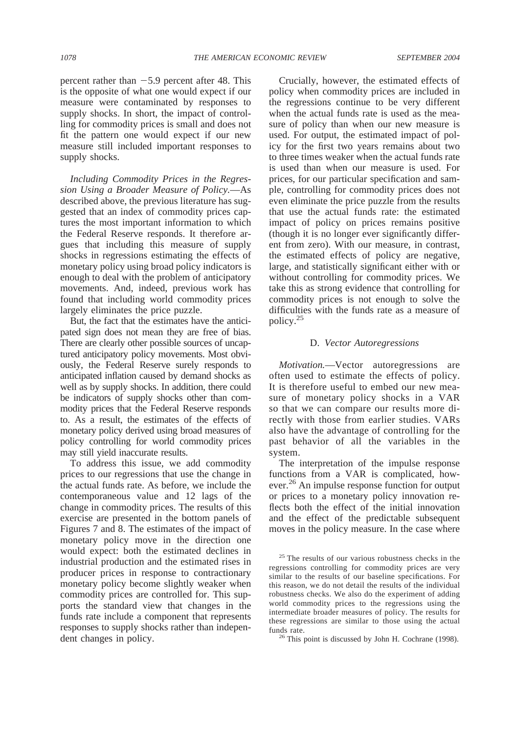percent rather than −5.9 percent after 48. This is the opposite of what one would expect if our measure were contaminated by responses to supply shocks. In short, the impact of controlling for commodity prices is small and does not fit the pattern one would expect if our new measure still included important responses to supply shocks.

*Including Commodity Prices in the Regression Using a Broader Measure of Policy.*—As described above, the previous literature has suggested that an index of commodity prices captures the most important information to which the Federal Reserve responds. It therefore argues that including this measure of supply shocks in regressions estimating the effects of monetary policy using broad policy indicators is enough to deal with the problem of anticipatory movements. And, indeed, previous work has found that including world commodity prices largely eliminates the price puzzle.

But, the fact that the estimates have the anticipated sign does not mean they are free of bias. There are clearly other possible sources of uncaptured anticipatory policy movements. Most obviously, the Federal Reserve surely responds to anticipated inflation caused by demand shocks as well as by supply shocks. In addition, there could be indicators of supply shocks other than commodity prices that the Federal Reserve responds to. As a result, the estimates of the effects of monetary policy derived using broad measures of policy controlling for world commodity prices may still yield inaccurate results.

To address this issue, we add commodity prices to our regressions that use the change in the actual funds rate. As before, we include the contemporaneous value and 12 lags of the change in commodity prices. The results of this exercise are presented in the bottom panels of Figures 7 and 8. The estimates of the impact of monetary policy move in the direction one would expect: both the estimated declines in industrial production and the estimated rises in producer prices in response to contractionary monetary policy become slightly weaker when commodity prices are controlled for. This supports the standard view that changes in the funds rate include a component that represents responses to supply shocks rather than independent changes in policy.

Crucially, however, the estimated effects of policy when commodity prices are included in the regressions continue to be very different when the actual funds rate is used as the measure of policy than when our new measure is used. For output, the estimated impact of policy for the first two years remains about two to three times weaker when the actual funds rate is used than when our measure is used. For prices, for our particular specification and sample, controlling for commodity prices does not even eliminate the price puzzle from the results that use the actual funds rate: the estimated impact of policy on prices remains positive (though it is no longer ever significantly different from zero). With our measure, in contrast, the estimated effects of policy are negative, large, and statistically significant either with or without controlling for commodity prices. We take this as strong evidence that controlling for commodity prices is not enough to solve the difficulties with the funds rate as a measure of policy.[25]

### D. *Vector Autoregressions*

*Motivation.*—Vector autoregressions are often used to estimate the effects of policy. It is therefore useful to embed our new measure of monetary policy shocks in a VAR so that we can compare our results more directly with those from earlier studies. VARs also have the advantage of controlling for the past behavior of all the variables in the system.

The interpretation of the impulse response functions from a VAR is complicated, however.[26] An impulse response function for output or prices to a monetary policy innovation reflects both the effect of the initial innovation and the effect of the predictable subsequent moves in the policy measure. In the case where

[25] The results of our various robustness checks in the regressions controlling for commodity prices are very similar to the results of our baseline specifications. For this reason, we do not detail the results of the individual robustness checks. We also do the experiment of adding world commodity prices to the regressions using the intermediate broader measures of policy. The results for these regressions are similar to those using the actual funds rate.

[26] This point is discussed by John H. Cochrane (1998).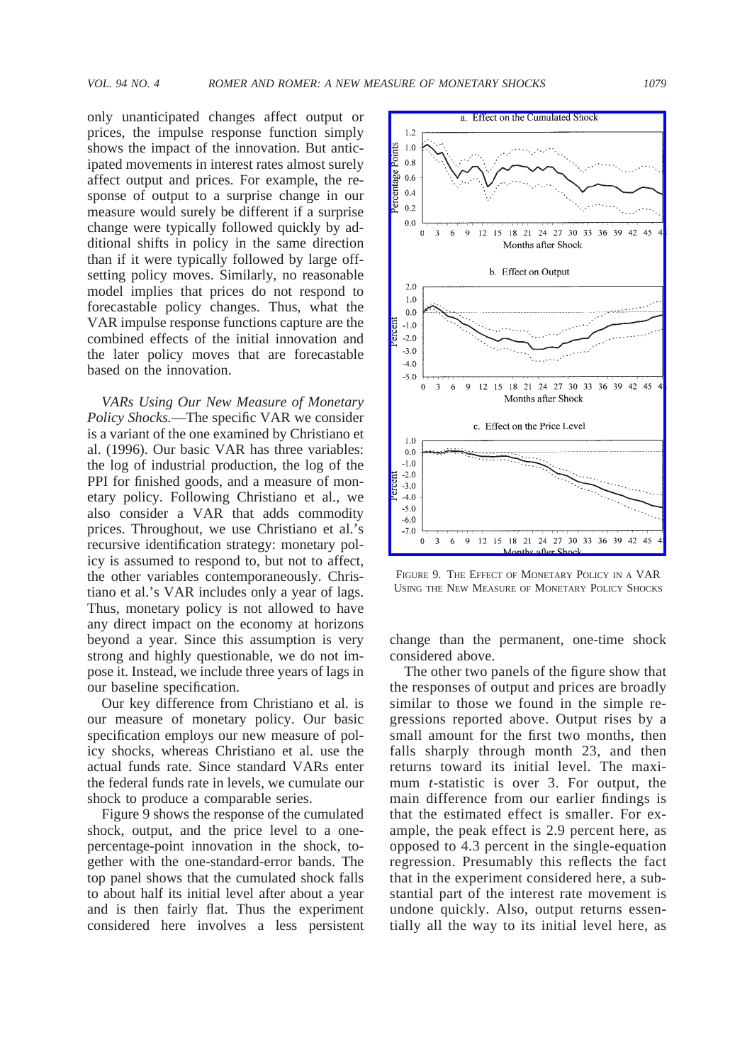only unanticipated changes affect output or prices, the impulse response function simply shows the impact of the innovation. But anticipated movements in interest rates almost surely affect output and prices. For example, the response of output to a surprise change in our measure would surely be different if a surprise change were typically followed quickly by additional shifts in policy in the same direction than if it were typically followed by large offsetting policy moves. Similarly, no reasonable model implies that prices do not respond to forecastable policy changes. Thus, what the VAR impulse response functions capture are the combined effects of the initial innovation and the later policy moves that are forecastable based on the innovation.

*VARs Using Our New Measure of Monetary Policy Shocks.*—The specific VAR we consider is a variant of the one examined by Christiano et al. (1996). Our basic VAR has three variables: the log of industrial production, the log of the PPI for finished goods, and a measure of monetary policy. Following Christiano et al., we also consider a VAR that adds commodity prices. Throughout, we use Christiano et al.'s recursive identification strategy: monetary policy is assumed to respond to, but not to affect, the other variables contemporaneously. Christiano et al.'s VAR includes only a year of lags. Thus, monetary policy is not allowed to have any direct impact on the economy at horizons beyond a year. Since this assumption is very strong and highly questionable, we do not impose it. Instead, we include three years of lags in our baseline specification.

Our key difference from Christiano et al. is our measure of monetary policy. Our basic specification employs our new measure of policy shocks, whereas Christiano et al. use the actual funds rate. Since standard VARs enter the federal funds rate in levels, we cumulate our shock to produce a comparable series.

Figure 9 shows the response of the cumulated shock, output, and the price level to a one-percentage-point innovation in the shock, together with the one-standard-error bands. The top panel shows that the cumulated shock falls to about half its initial level after about a year and is then fairly flat. Thus the experiment considered here involves a less persistent change than the permanent, one-time shock considered above.

a. Effect on the Cumulated Shock

Percentage Points

Months after Shock

b. Effect on Output

Percent

Months after Shock

c. Effect on the Price Level

Percent

Months after Shock

FIGURE 9. THE EFFECT OF MONETARY POLICY IN A VAR USING THE NEW MEASURE OF MONETARY POLICY SHOCKS

The other two panels of the figure show that the responses of output and prices are broadly similar to those we found in the simple regressions reported above. Output rises by a small amount for the first two months, then falls sharply through month 23, and then returns toward its initial level. The maximum *t*-statistic is over 3. For output, the main difference from our earlier findings is that the estimated effect is smaller. For example, the peak effect is 2.9 percent here, as opposed to 4.3 percent in the single-equation regression. Presumably this reflects the fact that in the experiment considered here, a substantial part of the interest rate movement is undone quickly. Also, output returns essentially all the way to its initial level here, as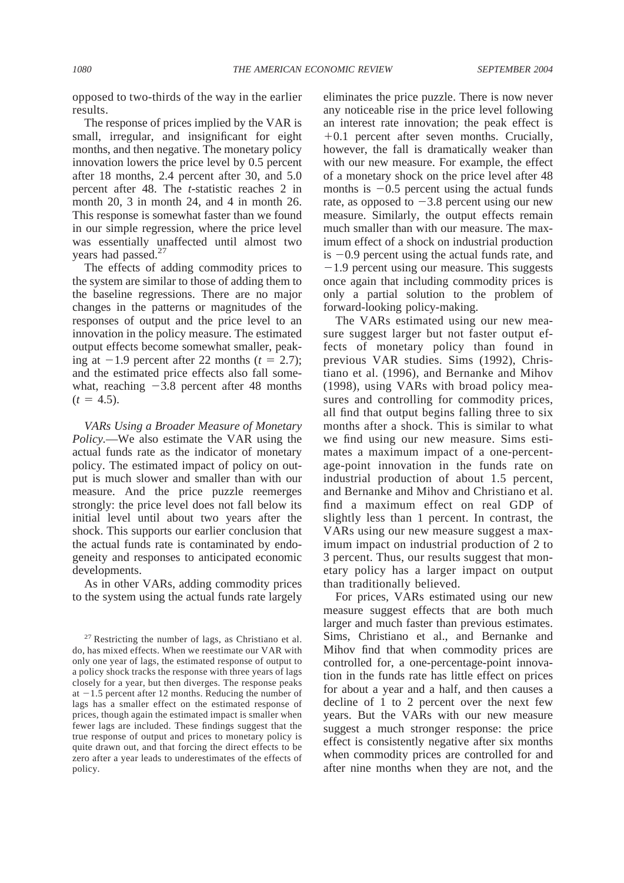opposed to two-thirds of the way in the earlier results.

The response of prices implied by the VAR is small, irregular, and insignificant for eight months, and then negative. The monetary policy innovation lowers the price level by 0.5 percent after 18 months, 2.4 percent after 30, and 5.0 percent after 48. The *t*-statistic reaches 2 in month 20, 3 in month 24, and 4 in month 26. This response is somewhat faster than we found in our simple regression, where the price level was essentially unaffected until almost two years had passed.[27]

The effects of adding commodity prices to the system are similar to those of adding them to the baseline regressions. There are no major changes in the patterns or magnitudes of the responses of output and the price level to an innovation in the policy measure. The estimated output effects become somewhat smaller, peaking at $-1.9$ percent after 22 months ($t = 2.7$); and the estimated price effects also fall somewhat, reaching $-3.8$ percent after 48 months ($t = 4.5$).

*VARs Using a Broader Measure of Monetary Policy.*—We also estimate the VAR using the actual funds rate as the indicator of monetary policy. The estimated impact of policy on output is much slower and smaller than with our measure. And the price puzzle reemerges strongly: the price level does not fall below its initial level until about two years after the shock. This supports our earlier conclusion that the actual funds rate is contaminated by endogeneity and responses to anticipated economic developments.

As in other VARs, adding commodity prices to the system using the actual funds rate largely eliminates the price puzzle. There is now never any noticeable rise in the price level following an interest rate innovation; the peak effect is $+0.1$ percent after seven months. Crucially, however, the fall is dramatically weaker than with our new measure. For example, the effect of a monetary shock on the price level after 48 months is $-0.5$ percent using the actual funds rate, as opposed to $-3.8$ percent using our new measure. Similarly, the output effects remain much smaller than with our measure. The maximum effect of a shock on industrial production is $-0.9$ percent using the actual funds rate, and $-1.9$ percent using our measure. This suggests once again that including commodity prices is only a partial solution to the problem of forward-looking policy-making.

The VARs estimated using our new measure suggest larger but not faster output effects of monetary policy than found in previous VAR studies. Sims (1992), Christiano et al. (1996), and Bernanke and Mihov (1998), using VARs with broad policy measures and controlling for commodity prices, all find that output begins falling three to six months after a shock. This is similar to what we find using our new measure. Sims estimates a maximum impact of a one-percentage-point innovation in the funds rate on industrial production of about 1.5 percent, and Bernanke and Mihov and Christiano et al. find a maximum effect on real GDP of slightly less than 1 percent. In contrast, the VARs using our new measure suggest a maximum impact on industrial production of 2 to 3 percent. Thus, our results suggest that monetary policy has a larger impact on output than traditionally believed.

For prices, VARs estimated using our new measure suggest effects that are both much larger and much faster than previous estimates. Sims, Christiano et al., and Bernanke and Mihov find that when commodity prices are controlled for, a one-percentage-point innovation in the funds rate has little effect on prices for about a year and a half, and then causes a decline of 1 to 2 percent over the next few years. But the VARs with our new measure suggest a much stronger response: the price effect is consistently negative after six months when commodity prices are controlled for and after nine months when they are not, and the

[27] Restricting the number of lags, as Christiano et al. do, has mixed effects. When we reestimate our VAR with only one year of lags, the estimated response of output to a policy shock tracks the response with three years of lags closely for a year, but then diverges. The response peaks at $-1.5$ percent after 12 months. Reducing the number of lags has a smaller effect on the estimated response of prices, though again the estimated impact is smaller when fewer lags are included. These findings suggest that the true response of output and prices to monetary policy is quite drawn out, and that forcing the direct effects to be zero after a year leads to underestimates of the effects of policy.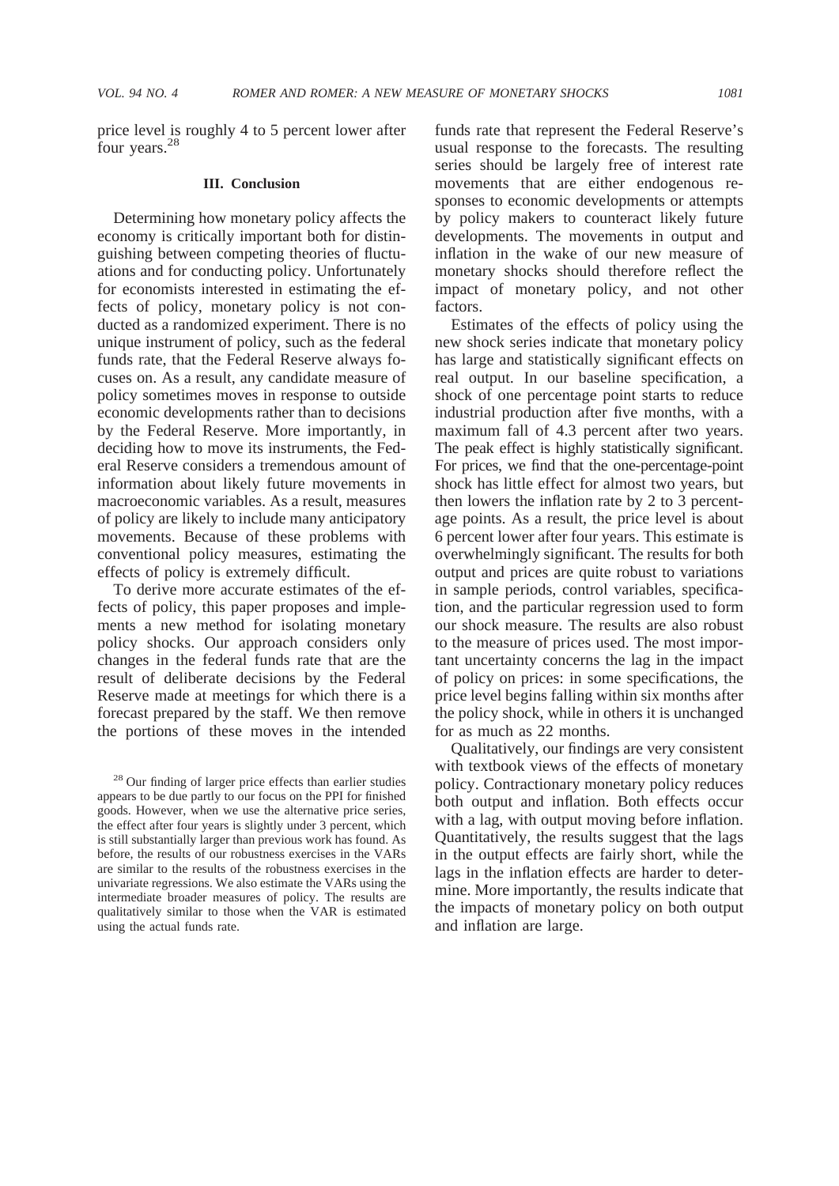price level is roughly 4 to 5 percent lower after four years.[28]

### III. Conclusion

Determining how monetary policy affects the economy is critically important both for distinguishing between competing theories of fluctuations and for conducting policy. Unfortunately for economists interested in estimating the effects of policy, monetary policy is not conducted as a randomized experiment. There is no unique instrument of policy, such as the federal funds rate, that the Federal Reserve always focuses on. As a result, any candidate measure of policy sometimes moves in response to outside economic developments rather than to decisions by the Federal Reserve. More importantly, in deciding how to move its instruments, the Federal Reserve considers a tremendous amount of information about likely future movements in macroeconomic variables. As a result, measures of policy are likely to include many anticipatory movements. Because of these problems with conventional policy measures, estimating the effects of policy is extremely difficult.

To derive more accurate estimates of the effects of policy, this paper proposes and implements a new method for isolating monetary policy shocks. Our approach considers only changes in the federal funds rate that are the result of deliberate decisions by the Federal Reserve made at meetings for which there is a forecast prepared by the staff. We then remove the portions of these moves in the intended funds rate that represent the Federal Reserve's usual response to the forecasts. The resulting series should be largely free of interest rate movements that are either endogenous responses to economic developments or attempts by policy makers to counteract likely future developments. The movements in output and inflation in the wake of our new measure of monetary shocks should therefore reflect the impact of monetary policy, and not other factors.

Estimates of the effects of policy using the new shock series indicate that monetary policy has large and statistically significant effects on real output. In our baseline specification, a shock of one percentage point starts to reduce industrial production after five months, with a maximum fall of 4.3 percent after two years. The peak effect is highly statistically significant. For prices, we find that the one-percentage-point shock has little effect for almost two years, but then lowers the inflation rate by 2 to 3 percentage points. As a result, the price level is about 6 percent lower after four years. This estimate is overwhelmingly significant. The results for both output and prices are quite robust to variations in sample periods, control variables, specification, and the particular regression used to form our shock measure. The results are also robust to the measure of prices used. The most important uncertainty concerns the lag in the impact of policy on prices: in some specifications, the price level begins falling within six months after the policy shock, while in others it is unchanged for as much as 22 months.

Qualitatively, our findings are very consistent with textbook views of the effects of monetary policy. Contractionary monetary policy reduces both output and inflation. Both effects occur with a lag, with output moving before inflation. Quantitatively, the results suggest that the lags in the output effects are fairly short, while the lags in the inflation effects are harder to determine. More importantly, the results indicate that the impacts of monetary policy on both output and inflation are large.

[28] Our finding of larger price effects than earlier studies appears to be due partly to our focus on the PPI for finished goods. However, when we use the alternative price series, the effect after four years is slightly under 3 percent, which is still substantially larger than previous work has found. As before, the results of our robustness exercises in the VARs are similar to the results of the robustness exercises in the univariate regressions. We also estimate the VARs using the intermediate broader measures of policy. The results are qualitatively similar to those when the VAR is estimated using the actual funds rate.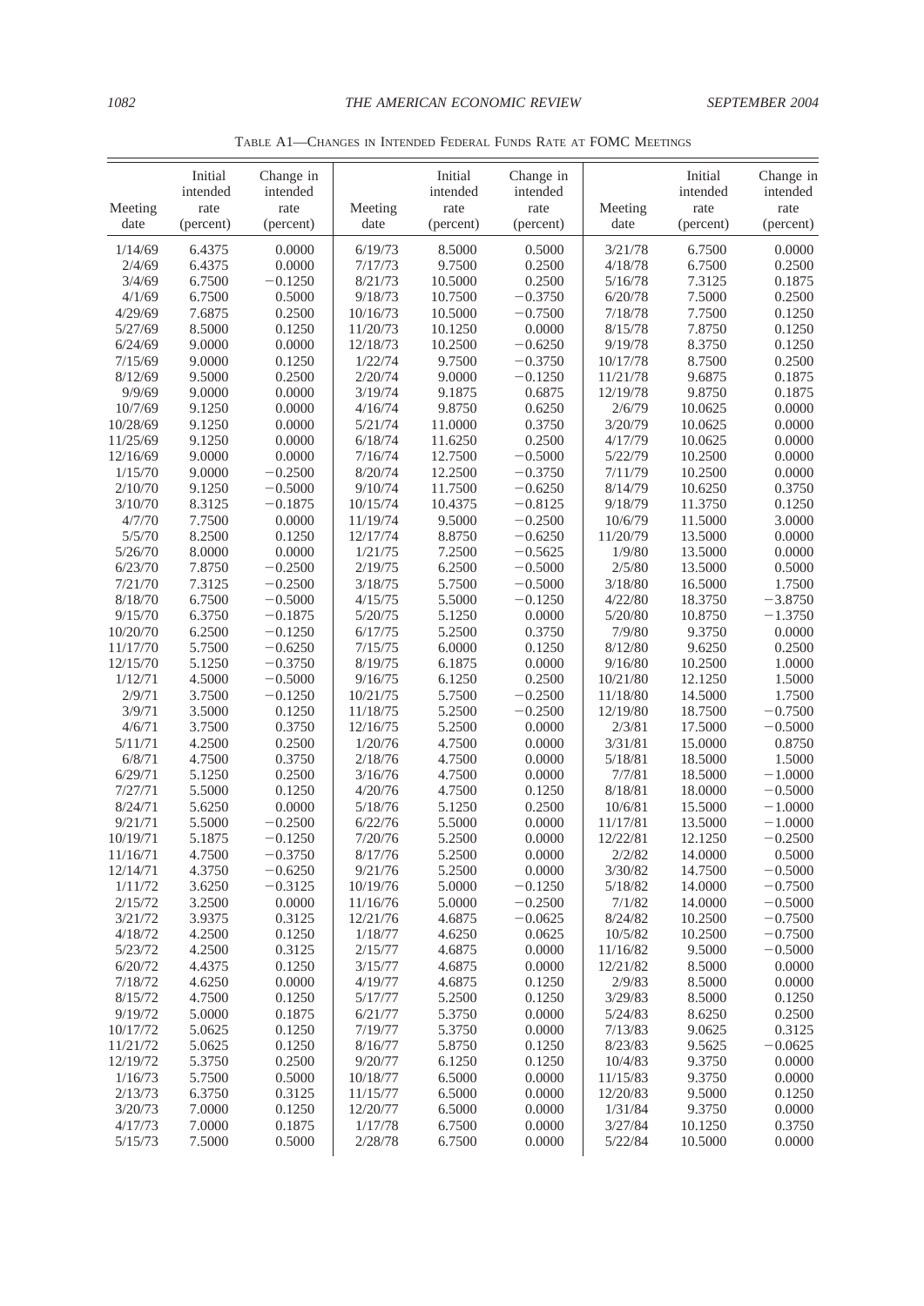TABLE A1—CHANGES IN INTENDED FEDERAL FUNDS RATE AT FOMC MEETINGS

| Meeting date | Initial intended rate (percent) | Change in intended rate (percent) | Meeting date | Initial intended rate (percent) | Change in intended rate (percent) | Meeting date | Initial intended rate (percent) | Change in intended rate (percent) |
|---|---|---|---|---|---|---|---|---|
| 1/14/69 | 6.4375 | 0.0000 | 6/19/73 | 8.5000 | 0.5000 | 3/21/78 | 6.7500 | 0.0000 |
| 2/4/69 | 6.4375 | 0.0000 | 7/17/73 | 9.7500 | 0.2500 | 4/18/78 | 6.7500 | 0.2500 |
| 3/4/69 | 6.7500 | −0.1250 | 8/21/73 | 10.5000 | 0.2500 | 5/16/78 | 7.3125 | 0.1875 |
| 4/1/69 | 6.7500 | 0.5000 | 9/18/73 | 10.7500 | −0.3750 | 6/20/78 | 7.5000 | 0.2500 |
| 4/29/69 | 7.6875 | 0.2500 | 10/16/73 | 10.5000 | −0.7500 | 7/18/78 | 7.7500 | 0.1250 |
| 5/27/69 | 8.5000 | 0.1250 | 11/20/73 | 10.1250 | 0.0000 | 8/15/78 | 7.8750 | 0.1250 |
| 6/24/69 | 9.0000 | 0.0000 | 12/18/73 | 10.2500 | −0.6250 | 9/19/78 | 8.3750 | 0.1250 |
| 7/15/69 | 9.0000 | 0.1250 | 1/22/74 | 9.7500 | −0.3750 | 10/17/78 | 8.7500 | 0.2500 |
| 8/12/69 | 9.5000 | 0.2500 | 2/20/74 | 9.0000 | −0.1250 | 11/21/78 | 9.6875 | 0.1875 |
| 9/9/69 | 9.0000 | 0.0000 | 3/19/74 | 9.1875 | 0.6875 | 12/19/78 | 9.8750 | 0.1875 |
| 10/7/69 | 9.1250 | 0.0000 | 4/16/74 | 9.8750 | 0.6250 | 2/6/79 | 10.0625 | 0.0000 |
| 10/28/69 | 9.1250 | 0.0000 | 5/21/74 | 11.0000 | 0.3750 | 3/20/79 | 10.0625 | 0.0000 |
| 11/25/69 | 9.1250 | 0.0000 | 6/18/74 | 11.6250 | 0.2500 | 4/17/79 | 10.0625 | 0.0000 |
| 12/16/69 | 9.0000 | 0.0000 | 7/16/74 | 12.7500 | −0.5000 | 5/22/79 | 10.2500 | 0.0000 |
| 1/15/70 | 9.0000 | −0.2500 | 8/20/74 | 12.2500 | −0.3750 | 7/11/79 | 10.2500 | 0.0000 |
| 2/10/70 | 9.1250 | −0.5000 | 9/10/74 | 11.7500 | −0.6250 | 8/14/79 | 10.6250 | 0.3750 |
| 3/10/70 | 8.3125 | −0.1875 | 10/15/74 | 10.4375 | −0.8125 | 9/18/79 | 11.3750 | 0.1250 |
| 4/7/70 | 7.7500 | 0.0000 | 11/19/74 | 9.5000 | −0.2500 | 10/6/79 | 11.5000 | 3.0000 |
| 5/5/70 | 8.2500 | 0.1250 | 12/17/74 | 8.8750 | −0.6250 | 11/20/79 | 13.5000 | 0.0000 |
| 5/26/70 | 8.0000 | 0.0000 | 1/21/75 | 7.2500 | −0.5625 | 1/9/80 | 13.5000 | 0.0000 |
| 6/23/70 | 7.8750 | −0.2500 | 2/19/75 | 6.2500 | −0.5000 | 2/5/80 | 13.5000 | 0.5000 |
| 7/21/70 | 7.3125 | −0.2500 | 3/18/75 | 5.7500 | −0.5000 | 3/18/80 | 16.5000 | 1.7500 |
| 8/18/70 | 6.7500 | −0.5000 | 4/15/75 | 5.5000 | −0.1250 | 4/22/80 | 18.3750 | −3.8750 |
| 9/15/70 | 6.3750 | −0.1875 | 5/20/75 | 5.1250 | 0.0000 | 5/20/80 | 10.8750 | −1.3750 |
| 10/20/70 | 6.2500 | −0.1250 | 6/17/75 | 5.2500 | 0.3750 | 7/9/80 | 9.3750 | 0.0000 |
| 11/17/70 | 5.7500 | −0.6250 | 7/15/75 | 6.0000 | 0.1250 | 8/12/80 | 9.6250 | 0.2500 |
| 12/15/70 | 5.1250 | −0.3750 | 8/19/75 | 6.1875 | 0.0000 | 9/16/80 | 10.2500 | 1.0000 |
| 1/12/71 | 4.5000 | −0.5000 | 9/16/75 | 6.1250 | 0.2500 | 10/21/80 | 12.1250 | 1.5000 |
| 2/9/71 | 3.7500 | −0.1250 | 10/21/75 | 5.7500 | −0.2500 | 11/18/80 | 14.5000 | 1.7500 |
| 3/9/71 | 3.5000 | 0.1250 | 11/18/75 | 5.2500 | −0.2500 | 12/19/80 | 18.7500 | −0.7500 |
| 4/6/71 | 3.7500 | 0.3750 | 12/16/75 | 5.2500 | 0.0000 | 2/3/81 | 17.5000 | −0.5000 |
| 5/11/71 | 4.2500 | 0.2500 | 1/20/76 | 4.7500 | 0.0000 | 3/31/81 | 15.0000 | 0.8750 |
| 6/8/71 | 4.7500 | 0.3750 | 2/18/76 | 4.7500 | 0.0000 | 5/18/81 | 18.5000 | 1.5000 |
| 6/29/71 | 5.1250 | 0.2500 | 3/16/76 | 4.7500 | 0.0000 | 7/7/81 | 18.5000 | −1.0000 |
| 7/27/71 | 5.5000 | 0.1250 | 4/20/76 | 4.7500 | 0.1250 | 8/18/81 | 18.0000 | −0.5000 |
| 8/24/71 | 5.6250 | 0.0000 | 5/18/76 | 5.1250 | 0.2500 | 10/6/81 | 15.5000 | −1.0000 |
| 9/21/71 | 5.5000 | −0.2500 | 6/22/76 | 5.5000 | 0.0000 | 11/17/81 | 13.5000 | −1.0000 |
| 10/19/71 | 5.1875 | −0.1250 | 7/20/76 | 5.2500 | 0.0000 | 12/22/81 | 12.1250 | −0.2500 |
| 11/16/71 | 4.7500 | −0.3750 | 8/17/76 | 5.2500 | 0.0000 | 2/2/82 | 14.0000 | 0.5000 |
| 12/14/71 | 4.3750 | −0.6250 | 9/21/76 | 5.2500 | 0.0000 | 3/30/82 | 14.7500 | −0.5000 |
| 1/11/72 | 3.6250 | −0.3125 | 10/19/76 | 5.0000 | −0.1250 | 5/18/82 | 14.0000 | −0.7500 |
| 2/15/72 | 3.2500 | 0.0000 | 11/16/76 | 5.0000 | −0.2500 | 7/1/82 | 14.0000 | −0.5000 |
| 3/21/72 | 3.9375 | 0.3125 | 12/21/76 | 4.6875 | −0.0625 | 8/24/82 | 10.2500 | −0.7500 |
| 4/18/72 | 4.2500 | 0.1250 | 1/18/77 | 4.6250 | 0.0625 | 10/5/82 | 10.2500 | −0.7500 |
| 5/23/72 | 4.2500 | 0.3125 | 2/15/77 | 4.6875 | 0.0000 | 11/16/82 | 9.5000 | −0.5000 |
| 6/20/72 | 4.4375 | 0.1250 | 3/15/77 | 4.6875 | 0.0000 | 12/21/82 | 8.5000 | 0.0000 |
| 7/18/72 | 4.6250 | 0.0000 | 4/19/77 | 4.6875 | 0.1250 | 2/9/83 | 8.5000 | 0.0000 |
| 8/15/72 | 4.7500 | 0.1250 | 5/17/77 | 5.2500 | 0.1250 | 3/29/83 | 8.5000 | 0.1250 |
| 9/19/72 | 5.0000 | 0.1875 | 6/21/77 | 5.3750 | 0.0000 | 5/24/83 | 8.6250 | 0.2500 |
| 10/17/72 | 5.0625 | 0.1250 | 7/19/77 | 5.3750 | 0.0000 | 7/13/83 | 9.0625 | 0.3125 |
| 11/21/72 | 5.0625 | 0.1250 | 8/16/77 | 5.8750 | 0.1250 | 8/23/83 | 9.5625 | −0.0625 |
| 12/19/72 | 5.3750 | 0.2500 | 9/20/77 | 6.1250 | 0.1250 | 10/4/83 | 9.3750 | 0.0000 |
| 1/16/73 | 5.7500 | 0.5000 | 10/18/77 | 6.5000 | 0.0000 | 11/15/83 | 9.3750 | 0.0000 |
| 2/13/73 | 6.3750 | 0.3125 | 11/15/77 | 6.5000 | 0.0000 | 12/20/83 | 9.5000 | 0.1250 |
| 3/20/73 | 7.0000 | 0.1250 | 12/20/77 | 6.5000 | 0.0000 | 1/31/84 | 9.3750 | 0.0000 |
| 4/17/73 | 7.0000 | 0.1875 | 1/17/78 | 6.7500 | 0.0000 | 3/27/84 | 10.1250 | 0.3750 |
| 5/15/73 | 7.5000 | 0.5000 | 2/28/78 | 6.7500 | 0.0000 | 5/22/84 | 10.5000 | 0.0000 |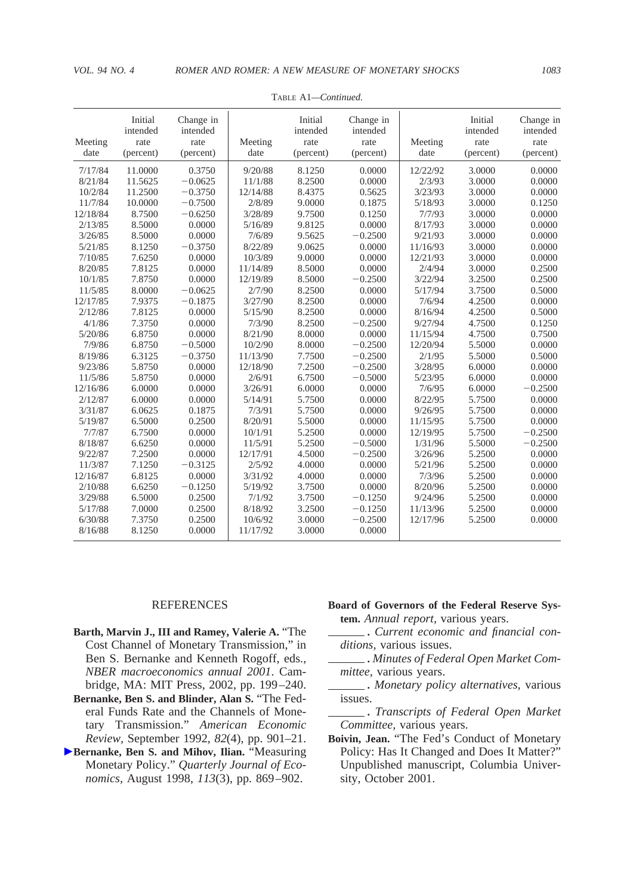TABLE A1—*Continued.*

| Meeting date | Initial intended rate (percent) | Change in intended rate (percent) | Meeting date | Initial intended rate (percent) | Change in intended rate (percent) | Meeting date | Initial intended rate (percent) | Change in intended rate (percent) |
|---|---|---|---|---|---|---|---|---|
| 7/17/84 | 11.0000 | 0.3750 | 9/20/88 | 8.1250 | 0.0000 | 12/22/92 | 3.0000 | 0.0000 |
| 8/21/84 | 11.5625 | −0.0625 | 11/1/88 | 8.2500 | 0.0000 | 2/3/93 | 3.0000 | 0.0000 |
| 10/2/84 | 11.2500 | −0.3750 | 12/14/88 | 8.4375 | 0.5625 | 3/23/93 | 3.0000 | 0.0000 |
| 11/7/84 | 10.0000 | −0.7500 | 2/8/89 | 9.0000 | 0.1875 | 5/18/93 | 3.0000 | 0.1250 |
| 12/18/84 | 8.7500 | −0.6250 | 3/28/89 | 9.7500 | 0.1250 | 7/7/93 | 3.0000 | 0.0000 |
| 2/13/85 | 8.5000 | 0.0000 | 5/16/89 | 9.8125 | 0.0000 | 8/17/93 | 3.0000 | 0.0000 |
| 3/26/85 | 8.5000 | 0.0000 | 7/6/89 | 9.5625 | −0.2500 | 9/21/93 | 3.0000 | 0.0000 |
| 5/21/85 | 8.1250 | −0.3750 | 8/22/89 | 9.0625 | 0.0000 | 11/16/93 | 3.0000 | 0.0000 |
| 7/10/85 | 7.6250 | 0.0000 | 10/3/89 | 9.0000 | 0.0000 | 12/21/93 | 3.0000 | 0.0000 |
| 8/20/85 | 7.8125 | 0.0000 | 11/14/89 | 8.5000 | 0.0000 | 2/4/94 | 3.0000 | 0.2500 |
| 10/1/85 | 7.8750 | 0.0000 | 12/19/89 | 8.5000 | −0.2500 | 3/22/94 | 3.2500 | 0.2500 |
| 11/5/85 | 8.0000 | −0.0625 | 2/7/90 | 8.2500 | 0.0000 | 5/17/94 | 3.7500 | 0.5000 |
| 12/17/85 | 7.9375 | −0.1875 | 3/27/90 | 8.2500 | 0.0000 | 7/6/94 | 4.2500 | 0.0000 |
| 2/12/86 | 7.8125 | 0.0000 | 5/15/90 | 8.2500 | 0.0000 | 8/16/94 | 4.2500 | 0.5000 |
| 4/1/86 | 7.3750 | 0.0000 | 7/3/90 | 8.2500 | −0.2500 | 9/27/94 | 4.7500 | 0.1250 |
| 5/20/86 | 6.8750 | 0.0000 | 8/21/90 | 8.0000 | 0.0000 | 11/15/94 | 4.7500 | 0.7500 |
| 7/9/86 | 6.8750 | −0.5000 | 10/2/90 | 8.0000 | −0.2500 | 12/20/94 | 5.5000 | 0.0000 |
| 8/19/86 | 6.3125 | −0.3750 | 11/13/90 | 7.7500 | −0.2500 | 2/1/95 | 5.5000 | 0.5000 |
| 9/23/86 | 5.8750 | 0.0000 | 12/18/90 | 7.2500 | −0.2500 | 3/28/95 | 6.0000 | 0.0000 |
| 11/5/86 | 5.8750 | 0.0000 | 2/6/91 | 6.7500 | −0.5000 | 5/23/95 | 6.0000 | 0.0000 |
| 12/16/86 | 6.0000 | 0.0000 | 3/26/91 | 6.0000 | 0.0000 | 7/6/95 | 6.0000 | −0.2500 |
| 2/12/87 | 6.0000 | 0.0000 | 5/14/91 | 5.7500 | 0.0000 | 8/22/95 | 5.7500 | 0.0000 |
| 3/31/87 | 6.0625 | 0.1875 | 7/3/91 | 5.7500 | 0.0000 | 9/26/95 | 5.7500 | 0.0000 |
| 5/19/87 | 6.5000 | 0.2500 | 8/20/91 | 5.5000 | 0.0000 | 11/15/95 | 5.7500 | 0.0000 |
| 7/7/87 | 6.7500 | 0.0000 | 10/1/91 | 5.2500 | 0.0000 | 12/19/95 | 5.7500 | −0.2500 |
| 8/18/87 | 6.6250 | 0.0000 | 11/5/91 | 5.2500 | −0.5000 | 1/31/96 | 5.5000 | −0.2500 |
| 9/22/87 | 7.2500 | 0.0000 | 12/17/91 | 4.5000 | −0.2500 | 3/26/96 | 5.2500 | 0.0000 |
| 11/3/87 | 7.1250 | −0.3125 | 2/5/92 | 4.0000 | 0.0000 | 5/21/96 | 5.2500 | 0.0000 |
| 12/16/87 | 6.8125 | 0.0000 | 3/31/92 | 4.0000 | 0.0000 | 7/3/96 | 5.2500 | 0.0000 |
| 2/10/88 | 6.6250 | −0.1250 | 5/19/92 | 3.7500 | 0.0000 | 8/20/96 | 5.2500 | 0.0000 |
| 3/29/88 | 6.5000 | 0.2500 | 7/1/92 | 3.7500 | −0.1250 | 9/24/96 | 5.2500 | 0.0000 |
| 5/17/88 | 7.0000 | 0.2500 | 8/18/92 | 3.2500 | −0.1250 | 11/13/96 | 5.2500 | 0.0000 |
| 6/30/88 | 7.3750 | 0.2500 | 10/6/92 | 3.0000 | −0.2500 | 12/17/96 | 5.2500 | 0.0000 |
| 8/16/88 | 8.1250 | 0.0000 | 11/17/92 | 3.0000 | 0.0000 | | | |

## REFERENCES

**Barth, Marvin J., III and Ramey, Valerie A.** "The Cost Channel of Monetary Transmission," in Ben S. Bernanke and Kenneth Rogoff, eds., *NBER macroeconomics annual 2001*. Cambridge, MA: MIT Press, 2002, pp. 199–240.

**Bernanke, Ben S. and Blinder, Alan S.** "The Federal Funds Rate and the Channels of Monetary Transmission." *American Economic Review*, September 1992, *82*(4), pp. 901–21.

**Bernanke, Ben S. and Mihov, Ilian.** "Measuring Monetary Policy." *Quarterly Journal of Economics*, August 1998, *113*(3), pp. 869–902.

**Board of Governors of the Federal Reserve System.** *Annual report*, various years.

______ . *Current economic and financial conditions*, various issues.

______ . *Minutes of Federal Open Market Committee*, various years.

______ . *Monetary policy alternatives*, various issues.

______ . *Transcripts of Federal Open Market Committee*, various years.

**Boivin, Jean.** "The Fed's Conduct of Monetary Policy: Has It Changed and Does It Matter?" Unpublished manuscript, Columbia University, October 2001.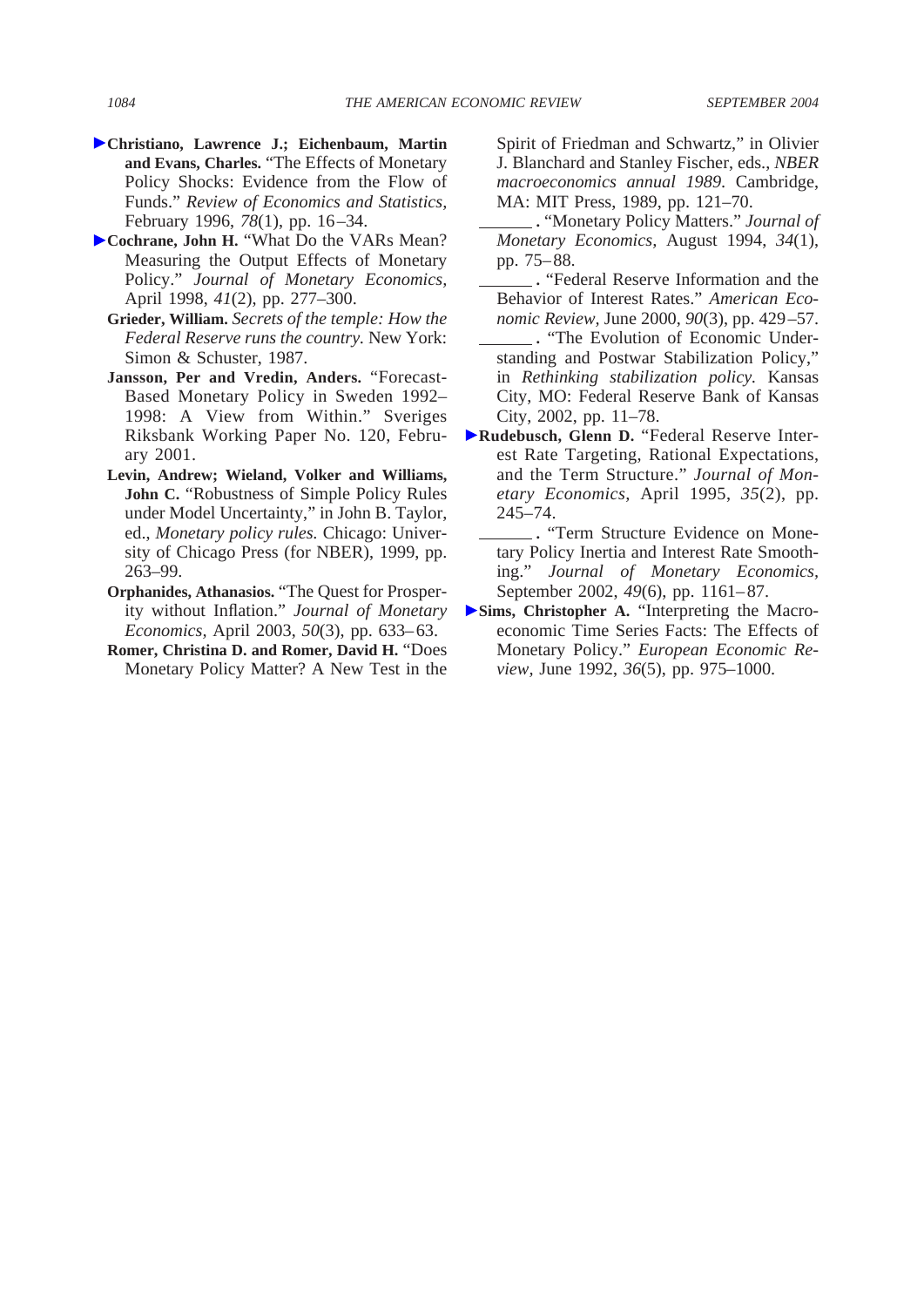**Christiano, Lawrence J.; Eichenbaum, Martin and Evans, Charles.** "The Effects of Monetary Policy Shocks: Evidence from the Flow of Funds." *Review of Economics and Statistics*, February 1996, *78*(1), pp. 16–34.

**Cochrane, John H.** "What Do the VARs Mean? Measuring the Output Effects of Monetary Policy." *Journal of Monetary Economics*, April 1998, *41*(2), pp. 277–300.

**Grieder, William.** *Secrets of the temple: How the Federal Reserve runs the country.* New York: Simon & Schuster, 1987.

**Jansson, Per and Vredin, Anders.** "Forecast-Based Monetary Policy in Sweden 1992–1998: A View from Within." Sveriges Riksbank Working Paper No. 120, February 2001.

**Levin, Andrew; Wieland, Volker and Williams, John C.** "Robustness of Simple Policy Rules under Model Uncertainty," in John B. Taylor, ed., *Monetary policy rules.* Chicago: University of Chicago Press (for NBER), 1999, pp. 263–99.

**Orphanides, Athanasios.** "The Quest for Prosperity without Inflation." *Journal of Monetary Economics*, April 2003, *50*(3), pp. 633–63.

**Romer, Christina D. and Romer, David H.** "Does Monetary Policy Matter? A New Test in the Spirit of Friedman and Schwartz," in Olivier J. Blanchard and Stanley Fischer, eds., *NBER macroeconomics annual 1989*. Cambridge, MA: MIT Press, 1989, pp. 121–70.

______. "Monetary Policy Matters." *Journal of Monetary Economics*, August 1994, *34*(1), pp. 75–88.

______. "Federal Reserve Information and the Behavior of Interest Rates." *American Economic Review*, June 2000, *90*(3), pp. 429–57.

______. "The Evolution of Economic Understanding and Postwar Stabilization Policy," in *Rethinking stabilization policy.* Kansas City, MO: Federal Reserve Bank of Kansas City, 2002, pp. 11–78.

**Rudebusch, Glenn D.** "Federal Reserve Interest Rate Targeting, Rational Expectations, and the Term Structure." *Journal of Monetary Economics*, April 1995, *35*(2), pp. 245–74.

______. "Term Structure Evidence on Monetary Policy Inertia and Interest Rate Smoothing." *Journal of Monetary Economics*, September 2002, *49*(6), pp. 1161–87.

**Sims, Christopher A.** "Interpreting the Macroeconomic Time Series Facts: The Effects of Monetary Policy." *European Economic Review*, June 1992, *36*(5), pp. 975–1000.